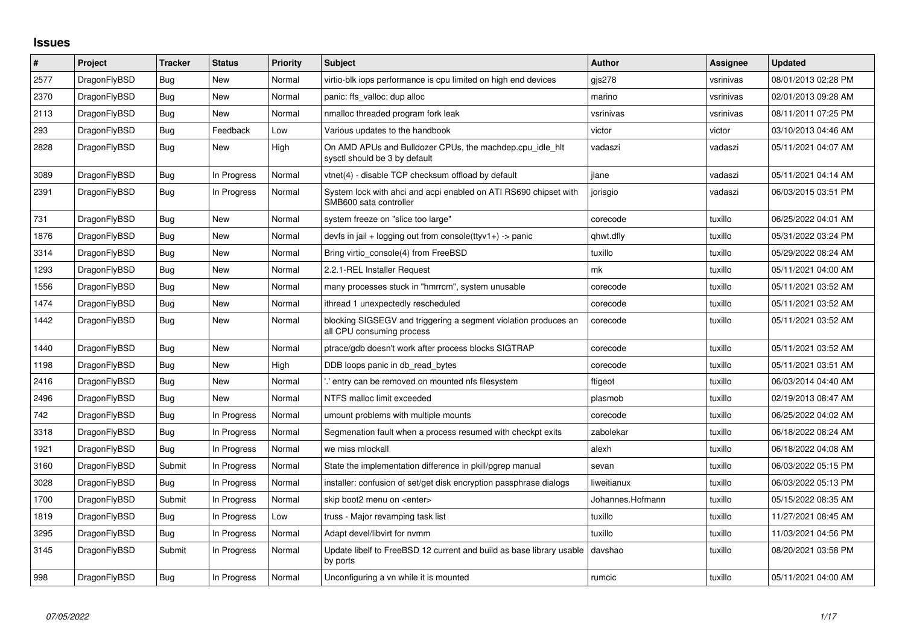## Issues

| # | Project | Tracker | Status | Priority | Subject | Author | Assignee | Updated |
|---|---|---|---|---|---|---|---|---|
| 2577 | DragonFlyBSD | Bug | New | Normal | virtio-blk iops performance is cpu limited on high end devices | gjs278 | vsrinivas | 08/01/2013 02:28 PM |
| 2370 | DragonFlyBSD | Bug | New | Normal | panic: ffs_valloc: dup alloc | marino | vsrinivas | 02/01/2013 09:28 AM |
| 2113 | DragonFlyBSD | Bug | New | Normal | nmalloc threaded program fork leak | vsrinivas | vsrinivas | 08/11/2011 07:25 PM |
| 293 | DragonFlyBSD | Bug | Feedback | Low | Various updates to the handbook | victor | victor | 03/10/2013 04:46 AM |
| 2828 | DragonFlyBSD | Bug | New | High | On AMD APUs and Bulldozer CPUs, the machdep.cpu_idle_hlt sysctl should be 3 by default | vadaszi | vadaszi | 05/11/2021 04:07 AM |
| 3089 | DragonFlyBSD | Bug | In Progress | Normal | vtnet(4) - disable TCP checksum offload by default | jlane | vadaszi | 05/11/2021 04:14 AM |
| 2391 | DragonFlyBSD | Bug | In Progress | Normal | System lock with ahci and acpi enabled on ATI RS690 chipset with SMB600 sata controller | jorisgio | vadaszi | 06/03/2015 03:51 PM |
| 731 | DragonFlyBSD | Bug | New | Normal | system freeze on "slice too large" | corecode | tuxillo | 06/25/2022 04:01 AM |
| 1876 | DragonFlyBSD | Bug | New | Normal | devfs in jail + logging out from console(ttyv1+) -> panic | qhwt.dfly | tuxillo | 05/31/2022 03:24 PM |
| 3314 | DragonFlyBSD | Bug | New | Normal | Bring virtio_console(4) from FreeBSD | tuxillo | tuxillo | 05/29/2022 08:24 AM |
| 1293 | DragonFlyBSD | Bug | New | Normal | 2.2.1-REL Installer Request | mk | tuxillo | 05/11/2021 04:00 AM |
| 1556 | DragonFlyBSD | Bug | New | Normal | many processes stuck in "hmrrcm", system unusable | corecode | tuxillo | 05/11/2021 03:52 AM |
| 1474 | DragonFlyBSD | Bug | New | Normal | ithread 1 unexpectedly rescheduled | corecode | tuxillo | 05/11/2021 03:52 AM |
| 1442 | DragonFlyBSD | Bug | New | Normal | blocking SIGSEGV and triggering a segment violation produces an all CPU consuming process | corecode | tuxillo | 05/11/2021 03:52 AM |
| 1440 | DragonFlyBSD | Bug | New | Normal | ptrace/gdb doesn't work after process blocks SIGTRAP | corecode | tuxillo | 05/11/2021 03:52 AM |
| 1198 | DragonFlyBSD | Bug | New | High | DDB loops panic in db_read_bytes | corecode | tuxillo | 05/11/2021 03:51 AM |
| 2416 | DragonFlyBSD | Bug | New | Normal | '.' entry can be removed on mounted nfs filesystem | ftigeot | tuxillo | 06/03/2014 04:40 AM |
| 2496 | DragonFlyBSD | Bug | New | Normal | NTFS malloc limit exceeded | plasmob | tuxillo | 02/19/2013 08:47 AM |
| 742 | DragonFlyBSD | Bug | In Progress | Normal | umount problems with multiple mounts | corecode | tuxillo | 06/25/2022 04:02 AM |
| 3318 | DragonFlyBSD | Bug | In Progress | Normal | Segmenation fault when a process resumed with checkpt exits | zabolekar | tuxillo | 06/18/2022 08:24 AM |
| 1921 | DragonFlyBSD | Bug | In Progress | Normal | we miss mlockall | alexh | tuxillo | 06/18/2022 04:08 AM |
| 3160 | DragonFlyBSD | Submit | In Progress | Normal | State the implementation difference in pkill/pgrep manual | sevan | tuxillo | 06/03/2022 05:15 PM |
| 3028 | DragonFlyBSD | Bug | In Progress | Normal | installer: confusion of set/get disk encryption passphrase dialogs | liweitianux | tuxillo | 06/03/2022 05:13 PM |
| 1700 | DragonFlyBSD | Submit | In Progress | Normal | skip boot2 menu on <enter> | Johannes.Hofmann | tuxillo | 05/15/2022 08:35 AM |
| 1819 | DragonFlyBSD | Bug | In Progress | Low | truss - Major revamping task list | tuxillo | tuxillo | 11/27/2021 08:45 AM |
| 3295 | DragonFlyBSD | Bug | In Progress | Normal | Adapt devel/libvirt for nvmm | tuxillo | tuxillo | 11/03/2021 04:56 PM |
| 3145 | DragonFlyBSD | Submit | In Progress | Normal | Update libelf to FreeBSD 12 current and build as base library usable by ports | davshao | tuxillo | 08/20/2021 03:58 PM |
| 998 | DragonFlyBSD | Bug | In Progress | Normal | Unconfiguring a vn while it is mounted | rumcic | tuxillo | 05/11/2021 04:00 AM |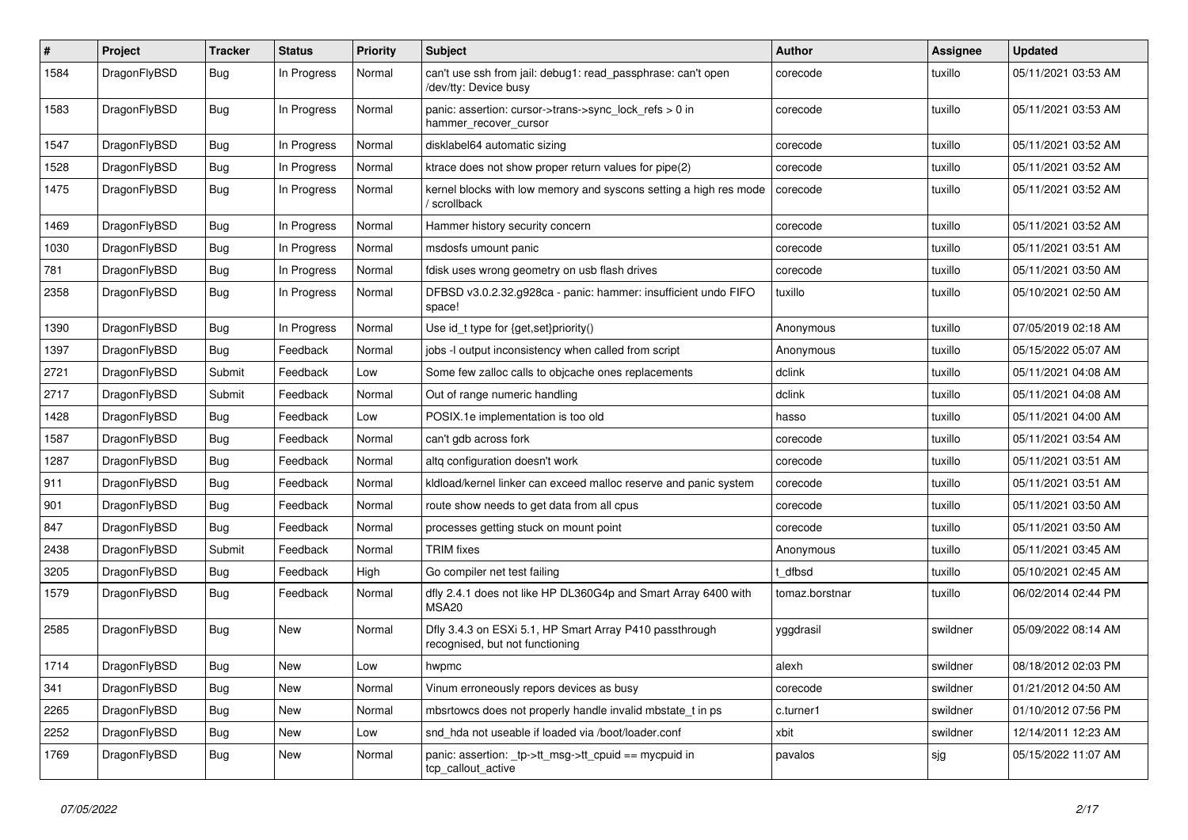| # | Project | Tracker | Status | Priority | Subject | Author | Assignee | Updated |
| --- | --- | --- | --- | --- | --- | --- | --- | --- |
| 1584 | DragonFlyBSD | Bug | In Progress | Normal | can't use ssh from jail: debug1: read_passphrase: can't open /dev/tty: Device busy | corecode | tuxillo | 05/11/2021 03:53 AM |
| 1583 | DragonFlyBSD | Bug | In Progress | Normal | panic: assertion: cursor->trans->sync_lock_refs > 0 in hammer_recover_cursor | corecode | tuxillo | 05/11/2021 03:53 AM |
| 1547 | DragonFlyBSD | Bug | In Progress | Normal | disklabel64 automatic sizing | corecode | tuxillo | 05/11/2021 03:52 AM |
| 1528 | DragonFlyBSD | Bug | In Progress | Normal | ktrace does not show proper return values for pipe(2) | corecode | tuxillo | 05/11/2021 03:52 AM |
| 1475 | DragonFlyBSD | Bug | In Progress | Normal | kernel blocks with low memory and syscons setting a high res mode / scrollback | corecode | tuxillo | 05/11/2021 03:52 AM |
| 1469 | DragonFlyBSD | Bug | In Progress | Normal | Hammer history security concern | corecode | tuxillo | 05/11/2021 03:52 AM |
| 1030 | DragonFlyBSD | Bug | In Progress | Normal | msdosfs umount panic | corecode | tuxillo | 05/11/2021 03:51 AM |
| 781 | DragonFlyBSD | Bug | In Progress | Normal | fdisk uses wrong geometry on usb flash drives | corecode | tuxillo | 05/11/2021 03:50 AM |
| 2358 | DragonFlyBSD | Bug | In Progress | Normal | DFBSD v3.0.2.32.g928ca - panic: hammer: insufficient undo FIFO space! | tuxillo | tuxillo | 05/10/2021 02:50 AM |
| 1390 | DragonFlyBSD | Bug | In Progress | Normal | Use id_t type for {get,set}priority() | Anonymous | tuxillo | 07/05/2019 02:18 AM |
| 1397 | DragonFlyBSD | Bug | Feedback | Normal | jobs -l output inconsistency when called from script | Anonymous | tuxillo | 05/15/2022 05:07 AM |
| 2721 | DragonFlyBSD | Submit | Feedback | Low | Some few zalloc calls to objcache ones replacements | dclink | tuxillo | 05/11/2021 04:08 AM |
| 2717 | DragonFlyBSD | Submit | Feedback | Normal | Out of range numeric handling | dclink | tuxillo | 05/11/2021 04:08 AM |
| 1428 | DragonFlyBSD | Bug | Feedback | Low | POSIX.1e implementation is too old | hasso | tuxillo | 05/11/2021 04:00 AM |
| 1587 | DragonFlyBSD | Bug | Feedback | Normal | can't gdb across fork | corecode | tuxillo | 05/11/2021 03:54 AM |
| 1287 | DragonFlyBSD | Bug | Feedback | Normal | altq configuration doesn't work | corecode | tuxillo | 05/11/2021 03:51 AM |
| 911 | DragonFlyBSD | Bug | Feedback | Normal | kldload/kernel linker can exceed malloc reserve and panic system | corecode | tuxillo | 05/11/2021 03:51 AM |
| 901 | DragonFlyBSD | Bug | Feedback | Normal | route show needs to get data from all cpus | corecode | tuxillo | 05/11/2021 03:50 AM |
| 847 | DragonFlyBSD | Bug | Feedback | Normal | processes getting stuck on mount point | corecode | tuxillo | 05/11/2021 03:50 AM |
| 2438 | DragonFlyBSD | Submit | Feedback | Normal | TRIM fixes | Anonymous | tuxillo | 05/11/2021 03:45 AM |
| 3205 | DragonFlyBSD | Bug | Feedback | High | Go compiler net test failing | t_dfbsd | tuxillo | 05/10/2021 02:45 AM |
| 1579 | DragonFlyBSD | Bug | Feedback | Normal | dfly 2.4.1 does not like HP DL360G4p and Smart Array 6400 with MSA20 | tomaz.borstnar | tuxillo | 06/02/2014 02:44 PM |
| 2585 | DragonFlyBSD | Bug | New | Normal | Dfly 3.4.3 on ESXi 5.1, HP Smart Array P410 passthrough recognised, but not functioning | yggdrasil | swildner | 05/09/2022 08:14 AM |
| 1714 | DragonFlyBSD | Bug | New | Low | hwpmc | alexh | swildner | 08/18/2012 02:03 PM |
| 341 | DragonFlyBSD | Bug | New | Normal | Vinum erroneously repors devices as busy | corecode | swildner | 01/21/2012 04:50 AM |
| 2265 | DragonFlyBSD | Bug | New | Normal | mbsrtowcs does not properly handle invalid mbstate_t in ps | c.turner1 | swildner | 01/10/2012 07:56 PM |
| 2252 | DragonFlyBSD | Bug | New | Low | snd_hda not useable if loaded via /boot/loader.conf | xbit | swildner | 12/14/2011 12:23 AM |
| 1769 | DragonFlyBSD | Bug | New | Normal | panic: assertion: _tp->tt_msg->tt_cpuid == mycpuid in tcp_callout_active | pavalos | sjg | 05/15/2022 11:07 AM |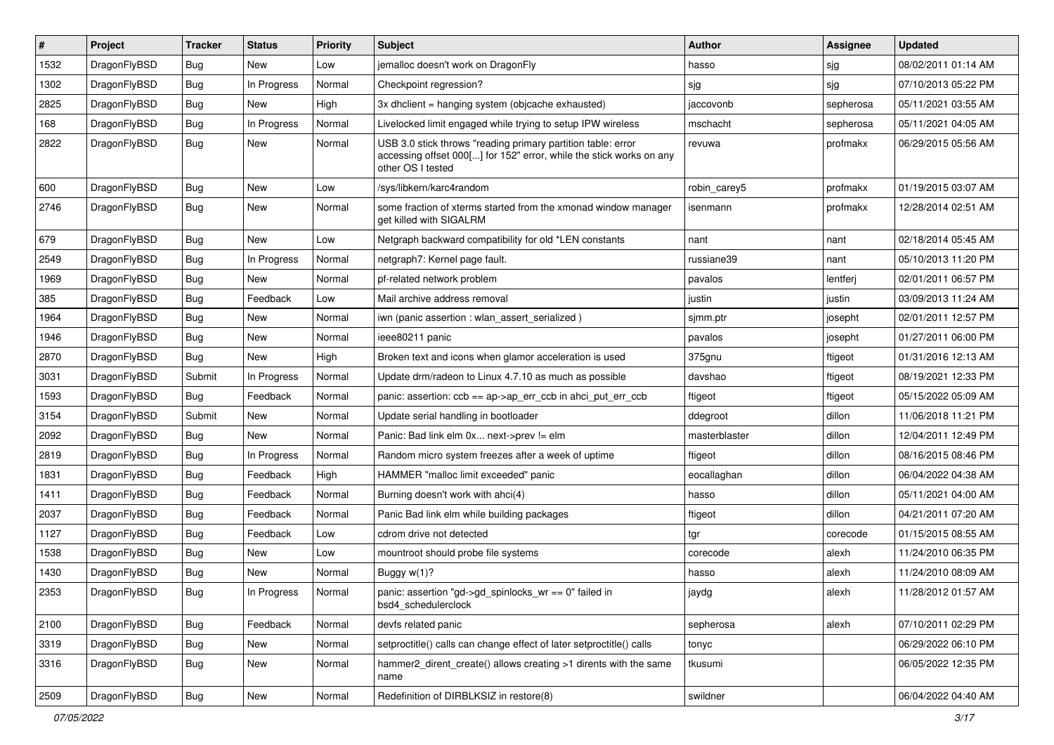| # | Project | Tracker | Status | Priority | Subject | Author | Assignee | Updated |
|---|---|---|---|---|---|---|---|---|
| 1532 | DragonFlyBSD | Bug | New | Low | jemalloc doesn't work on DragonFly | hasso | sjg | 08/02/2011 01:14 AM |
| 1302 | DragonFlyBSD | Bug | In Progress | Normal | Checkpoint regression? | sjg | sjg | 07/10/2013 05:22 PM |
| 2825 | DragonFlyBSD | Bug | New | High | 3x dhclient = hanging system (objcache exhausted) | jaccovonb | sepherosa | 05/11/2021 03:55 AM |
| 168 | DragonFlyBSD | Bug | In Progress | Normal | Livelocked limit engaged while trying to setup IPW wireless | mschacht | sepherosa | 05/11/2021 04:05 AM |
| 2822 | DragonFlyBSD | Bug | New | Normal | USB 3.0 stick throws "reading primary partition table: error accessing offset 000[...] for 152" error, while the stick works on any other OS I tested | revuwa | profmakx | 06/29/2015 05:56 AM |
| 600 | DragonFlyBSD | Bug | New | Low | /sys/libkern/karc4random | robin_carey5 | profmakx | 01/19/2015 03:07 AM |
| 2746 | DragonFlyBSD | Bug | New | Normal | some fraction of xterms started from the xmonad window manager get killed with SIGALRM | isenmann | profmakx | 12/28/2014 02:51 AM |
| 679 | DragonFlyBSD | Bug | New | Low | Netgraph backward compatibility for old *LEN constants | nant | nant | 02/18/2014 05:45 AM |
| 2549 | DragonFlyBSD | Bug | In Progress | Normal | netgraph7: Kernel page fault. | russiane39 | nant | 05/10/2013 11:20 PM |
| 1969 | DragonFlyBSD | Bug | New | Normal | pf-related network problem | pavalos | lentferj | 02/01/2011 06:57 PM |
| 385 | DragonFlyBSD | Bug | Feedback | Low | Mail archive address removal | justin | justin | 03/09/2013 11:24 AM |
| 1964 | DragonFlyBSD | Bug | New | Normal | iwn (panic assertion : wlan_assert_serialized ) | sjmm.ptr | josepht | 02/01/2011 12:57 PM |
| 1946 | DragonFlyBSD | Bug | New | Normal | ieee80211 panic | pavalos | josepht | 01/27/2011 06:00 PM |
| 2870 | DragonFlyBSD | Bug | New | High | Broken text and icons when glamor acceleration is used | 375gnu | ftigeot | 01/31/2016 12:13 AM |
| 3031 | DragonFlyBSD | Submit | In Progress | Normal | Update drm/radeon to Linux 4.7.10 as much as possible | davshao | ftigeot | 08/19/2021 12:33 PM |
| 1593 | DragonFlyBSD | Bug | Feedback | Normal | panic: assertion: ccb == ap->ap_err_ccb in ahci_put_err_ccb | ftigeot | ftigeot | 05/15/2022 05:09 AM |
| 3154 | DragonFlyBSD | Submit | New | Normal | Update serial handling in bootloader | ddegroot | dillon | 11/06/2018 11:21 PM |
| 2092 | DragonFlyBSD | Bug | New | Normal | Panic: Bad link elm 0x... next->prev != elm | masterblaster | dillon | 12/04/2011 12:49 PM |
| 2819 | DragonFlyBSD | Bug | In Progress | Normal | Random micro system freezes after a week of uptime | ftigeot | dillon | 08/16/2015 08:46 PM |
| 1831 | DragonFlyBSD | Bug | Feedback | High | HAMMER "malloc limit exceeded" panic | eocallaghan | dillon | 06/04/2022 04:38 AM |
| 1411 | DragonFlyBSD | Bug | Feedback | Normal | Burning doesn't work with ahci(4) | hasso | dillon | 05/11/2021 04:00 AM |
| 2037 | DragonFlyBSD | Bug | Feedback | Normal | Panic Bad link elm while building packages | ftigeot | dillon | 04/21/2011 07:20 AM |
| 1127 | DragonFlyBSD | Bug | Feedback | Low | cdrom drive not detected | tgr | corecode | 01/15/2015 08:55 AM |
| 1538 | DragonFlyBSD | Bug | New | Low | mountroot should probe file systems | corecode | alexh | 11/24/2010 06:35 PM |
| 1430 | DragonFlyBSD | Bug | New | Normal | Buggy w(1)? | hasso | alexh | 11/24/2010 08:09 AM |
| 2353 | DragonFlyBSD | Bug | In Progress | Normal | panic: assertion "gd->gd_spinlocks_wr == 0" failed in bsd4_schedulerclock | jaydg | alexh | 11/28/2012 01:57 AM |
| 2100 | DragonFlyBSD | Bug | Feedback | Normal | devfs related panic | sepherosa | alexh | 07/10/2011 02:29 PM |
| 3319 | DragonFlyBSD | Bug | New | Normal | setproctitle() calls can change effect of later setproctitle() calls | tonyc | | 06/29/2022 06:10 PM |
| 3316 | DragonFlyBSD | Bug | New | Normal | hammer2_dirent_create() allows creating >1 dirents with the same name | tkusumi | | 06/05/2022 12:35 PM |
| 2509 | DragonFlyBSD | Bug | New | Normal | Redefinition of DIRBLKSIZ in restore(8) | swildner | | 06/04/2022 04:40 AM |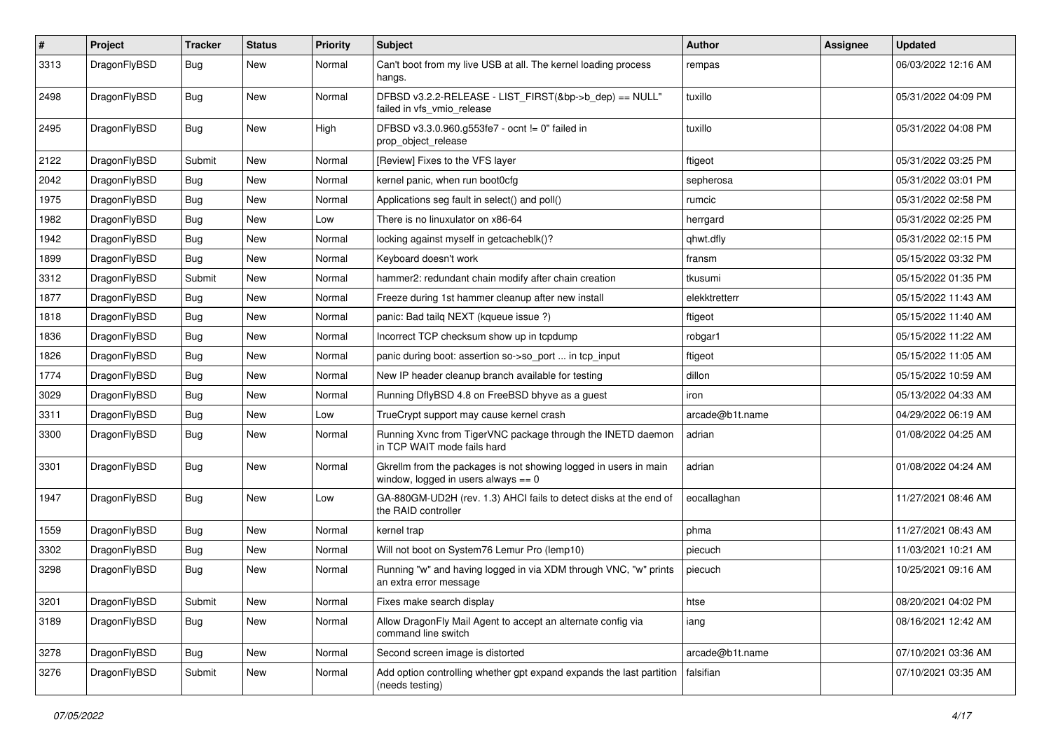| # | Project | Tracker | Status | Priority | Subject | Author | Assignee | Updated |
|---|---|---|---|---|---|---|---|---|
| 3313 | DragonFlyBSD | Bug | New | Normal | Can't boot from my live USB at all. The kernel loading process hangs. | rempas | | 06/03/2022 12:16 AM |
| 2498 | DragonFlyBSD | Bug | New | Normal | DFBSD v3.2.2-RELEASE - LIST_FIRST(&bp->b_dep) == NULL" failed in vfs_vmio_release | tuxillo | | 05/31/2022 04:09 PM |
| 2495 | DragonFlyBSD | Bug | New | High | DFBSD v3.3.0.960.g553fe7 - ocnt != 0" failed in prop_object_release | tuxillo | | 05/31/2022 04:08 PM |
| 2122 | DragonFlyBSD | Submit | New | Normal | [Review] Fixes to the VFS layer | ftigeot | | 05/31/2022 03:25 PM |
| 2042 | DragonFlyBSD | Bug | New | Normal | kernel panic, when run boot0cfg | sepherosa | | 05/31/2022 03:01 PM |
| 1975 | DragonFlyBSD | Bug | New | Normal | Applications seg fault in select() and poll() | rumcic | | 05/31/2022 02:58 PM |
| 1982 | DragonFlyBSD | Bug | New | Low | There is no linuxulator on x86-64 | herrgard | | 05/31/2022 02:25 PM |
| 1942 | DragonFlyBSD | Bug | New | Normal | locking against myself in getcacheblk()? | qhwt.dfly | | 05/31/2022 02:15 PM |
| 1899 | DragonFlyBSD | Bug | New | Normal | Keyboard doesn't work | fransm | | 05/15/2022 03:32 PM |
| 3312 | DragonFlyBSD | Submit | New | Normal | hammer2: redundant chain modify after chain creation | tkusumi | | 05/15/2022 01:35 PM |
| 1877 | DragonFlyBSD | Bug | New | Normal | Freeze during 1st hammer cleanup after new install | elekktretterr | | 05/15/2022 11:43 AM |
| 1818 | DragonFlyBSD | Bug | New | Normal | panic: Bad tailq NEXT (kqueue issue ?) | ftigeot | | 05/15/2022 11:40 AM |
| 1836 | DragonFlyBSD | Bug | New | Normal | Incorrect TCP checksum show up in tcpdump | robgar1 | | 05/15/2022 11:22 AM |
| 1826 | DragonFlyBSD | Bug | New | Normal | panic during boot: assertion so->so_port ... in tcp_input | ftigeot | | 05/15/2022 11:05 AM |
| 1774 | DragonFlyBSD | Bug | New | Normal | New IP header cleanup branch available for testing | dillon | | 05/15/2022 10:59 AM |
| 3029 | DragonFlyBSD | Bug | New | Normal | Running DflyBSD 4.8 on FreeBSD bhyve as a guest | iron | | 05/13/2022 04:33 AM |
| 3311 | DragonFlyBSD | Bug | New | Low | TrueCrypt support may cause kernel crash | arcade@b1t.name | | 04/29/2022 06:19 AM |
| 3300 | DragonFlyBSD | Bug | New | Normal | Running Xvnc from TigerVNC package through the INETD daemon in TCP WAIT mode fails hard | adrian | | 01/08/2022 04:25 AM |
| 3301 | DragonFlyBSD | Bug | New | Normal | Gkrellm from the packages is not showing logged in users in main window, logged in users always == 0 | adrian | | 01/08/2022 04:24 AM |
| 1947 | DragonFlyBSD | Bug | New | Low | GA-880GM-UD2H (rev. 1.3) AHCI fails to detect disks at the end of the RAID controller | eocallaghan | | 11/27/2021 08:46 AM |
| 1559 | DragonFlyBSD | Bug | New | Normal | kernel trap | phma | | 11/27/2021 08:43 AM |
| 3302 | DragonFlyBSD | Bug | New | Normal | Will not boot on System76 Lemur Pro (lemp10) | piecuch | | 11/03/2021 10:21 AM |
| 3298 | DragonFlyBSD | Bug | New | Normal | Running "w" and having logged in via XDM through VNC, "w" prints an extra error message | piecuch | | 10/25/2021 09:16 AM |
| 3201 | DragonFlyBSD | Submit | New | Normal | Fixes make search display | htse | | 08/20/2021 04:02 PM |
| 3189 | DragonFlyBSD | Bug | New | Normal | Allow DragonFly Mail Agent to accept an alternate config via command line switch | iang | | 08/16/2021 12:42 AM |
| 3278 | DragonFlyBSD | Bug | New | Normal | Second screen image is distorted | arcade@b1t.name | | 07/10/2021 03:36 AM |
| 3276 | DragonFlyBSD | Submit | New | Normal | Add option controlling whether gpt expand expands the last partition (needs testing) | falsifian | | 07/10/2021 03:35 AM |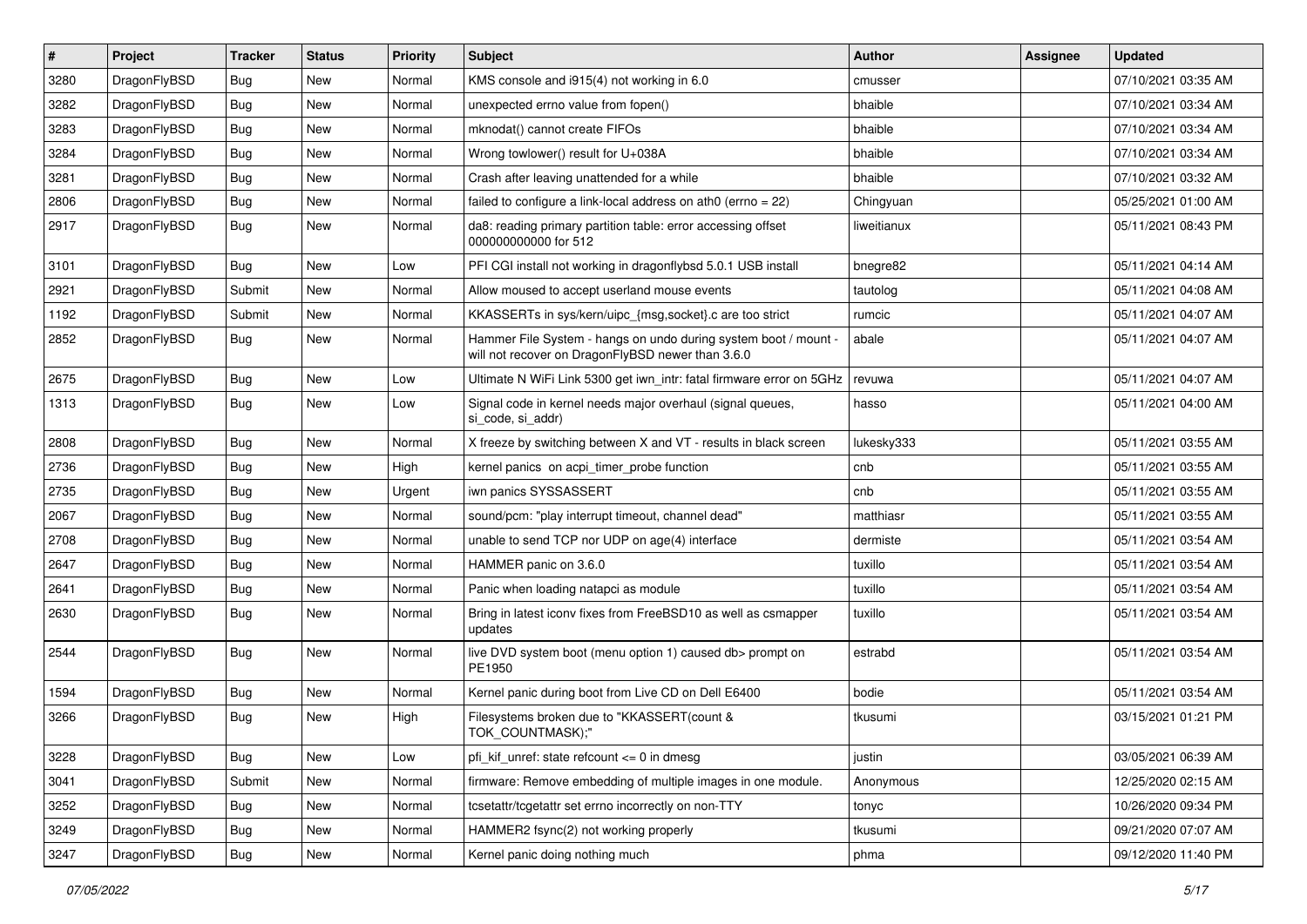| # | Project | Tracker | Status | Priority | Subject | Author | Assignee | Updated |
|---|---|---|---|---|---|---|---|---|
| 3280 | DragonFlyBSD | Bug | New | Normal | KMS console and i915(4) not working in 6.0 | cmusser | | 07/10/2021 03:35 AM |
| 3282 | DragonFlyBSD | Bug | New | Normal | unexpected errno value from fopen() | bhaible | | 07/10/2021 03:34 AM |
| 3283 | DragonFlyBSD | Bug | New | Normal | mknodat() cannot create FIFOs | bhaible | | 07/10/2021 03:34 AM |
| 3284 | DragonFlyBSD | Bug | New | Normal | Wrong towlower() result for U+038A | bhaible | | 07/10/2021 03:34 AM |
| 3281 | DragonFlyBSD | Bug | New | Normal | Crash after leaving unattended for a while | bhaible | | 07/10/2021 03:32 AM |
| 2806 | DragonFlyBSD | Bug | New | Normal | failed to configure a link-local address on ath0 (errno = 22) | Chingyuan | | 05/25/2021 01:00 AM |
| 2917 | DragonFlyBSD | Bug | New | Normal | da8: reading primary partition table: error accessing offset 000000000000 for 512 | liweitianux | | 05/11/2021 08:43 PM |
| 3101 | DragonFlyBSD | Bug | New | Low | PFI CGI install not working in dragonflybsd 5.0.1 USB install | bnegre82 | | 05/11/2021 04:14 AM |
| 2921 | DragonFlyBSD | Submit | New | Normal | Allow moused to accept userland mouse events | tautolog | | 05/11/2021 04:08 AM |
| 1192 | DragonFlyBSD | Submit | New | Normal | KKASSERTs in sys/kern/uipc_{msg,socket}.c are too strict | rumcic | | 05/11/2021 04:07 AM |
| 2852 | DragonFlyBSD | Bug | New | Normal | Hammer File System - hangs on undo during system boot / mount - will not recover on DragonFlyBSD newer than 3.6.0 | abale | | 05/11/2021 04:07 AM |
| 2675 | DragonFlyBSD | Bug | New | Low | Ultimate N WiFi Link 5300 get iwn_intr: fatal firmware error on 5GHz | revuwa | | 05/11/2021 04:07 AM |
| 1313 | DragonFlyBSD | Bug | New | Low | Signal code in kernel needs major overhaul (signal queues, si_code, si_addr) | hasso | | 05/11/2021 04:00 AM |
| 2808 | DragonFlyBSD | Bug | New | Normal | X freeze by switching between X and VT - results in black screen | lukesky333 | | 05/11/2021 03:55 AM |
| 2736 | DragonFlyBSD | Bug | New | High | kernel panics on acpi_timer_probe function | cnb | | 05/11/2021 03:55 AM |
| 2735 | DragonFlyBSD | Bug | New | Urgent | iwn panics SYSSASSERT | cnb | | 05/11/2021 03:55 AM |
| 2067 | DragonFlyBSD | Bug | New | Normal | sound/pcm: "play interrupt timeout, channel dead" | matthiasr | | 05/11/2021 03:55 AM |
| 2708 | DragonFlyBSD | Bug | New | Normal | unable to send TCP nor UDP on age(4) interface | dermiste | | 05/11/2021 03:54 AM |
| 2647 | DragonFlyBSD | Bug | New | Normal | HAMMER panic on 3.6.0 | tuxillo | | 05/11/2021 03:54 AM |
| 2641 | DragonFlyBSD | Bug | New | Normal | Panic when loading natapci as module | tuxillo | | 05/11/2021 03:54 AM |
| 2630 | DragonFlyBSD | Bug | New | Normal | Bring in latest iconv fixes from FreeBSD10 as well as csmapper updates | tuxillo | | 05/11/2021 03:54 AM |
| 2544 | DragonFlyBSD | Bug | New | Normal | live DVD system boot (menu option 1) caused db> prompt on PE1950 | estrabd | | 05/11/2021 03:54 AM |
| 1594 | DragonFlyBSD | Bug | New | Normal | Kernel panic during boot from Live CD on Dell E6400 | bodie | | 05/11/2021 03:54 AM |
| 3266 | DragonFlyBSD | Bug | New | High | Filesystems broken due to "KKASSERT(count & TOK_COUNTMASK);" | tkusumi | | 03/15/2021 01:21 PM |
| 3228 | DragonFlyBSD | Bug | New | Low | pfi_kif_unref: state refcount <= 0 in dmesg | justin | | 03/05/2021 06:39 AM |
| 3041 | DragonFlyBSD | Submit | New | Normal | firmware: Remove embedding of multiple images in one module. | Anonymous | | 12/25/2020 02:15 AM |
| 3252 | DragonFlyBSD | Bug | New | Normal | tcsetattr/tcgetattr set errno incorrectly on non-TTY | tonyc | | 10/26/2020 09:34 PM |
| 3249 | DragonFlyBSD | Bug | New | Normal | HAMMER2 fsync(2) not working properly | tkusumi | | 09/21/2020 07:07 AM |
| 3247 | DragonFlyBSD | Bug | New | Normal | Kernel panic doing nothing much | phma | | 09/12/2020 11:40 PM |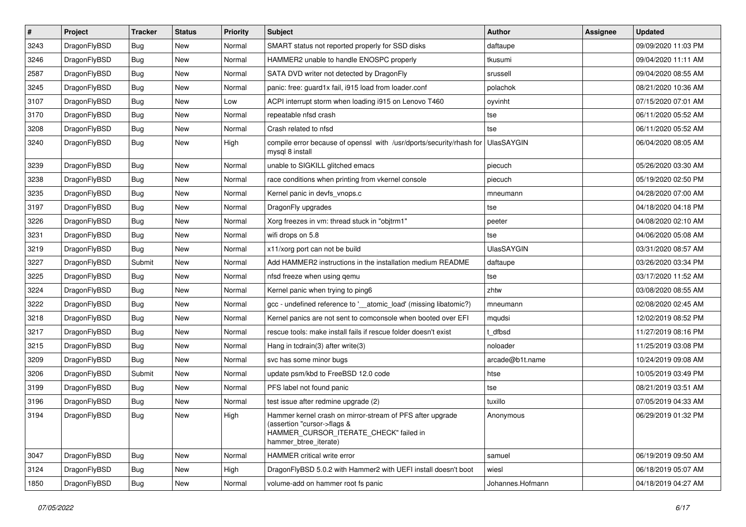| # | Project | Tracker | Status | Priority | Subject | Author | Assignee | Updated |
|---|---|---|---|---|---|---|---|---|
| 3243 | DragonFlyBSD | Bug | New | Normal | SMART status not reported properly for SSD disks | daftaupe | | 09/09/2020 11:03 PM |
| 3246 | DragonFlyBSD | Bug | New | Normal | HAMMER2 unable to handle ENOSPC properly | tkusumi | | 09/04/2020 11:11 AM |
| 2587 | DragonFlyBSD | Bug | New | Normal | SATA DVD writer not detected by DragonFly | srussell | | 09/04/2020 08:55 AM |
| 3245 | DragonFlyBSD | Bug | New | Normal | panic: free: guard1x fail, i915 load from loader.conf | polachok | | 08/21/2020 10:36 AM |
| 3107 | DragonFlyBSD | Bug | New | Low | ACPI interrupt storm when loading i915 on Lenovo T460 | oyvinht | | 07/15/2020 07:01 AM |
| 3170 | DragonFlyBSD | Bug | New | Normal | repeatable nfsd crash | tse | | 06/11/2020 05:52 AM |
| 3208 | DragonFlyBSD | Bug | New | Normal | Crash related to nfsd | tse | | 06/11/2020 05:52 AM |
| 3240 | DragonFlyBSD | Bug | New | High | compile error because of openssl with /usr/dports/security/rhash for mysql 8 install | UlasSAYGIN | | 06/04/2020 08:05 AM |
| 3239 | DragonFlyBSD | Bug | New | Normal | unable to SIGKILL glitched emacs | piecuch | | 05/26/2020 03:30 AM |
| 3238 | DragonFlyBSD | Bug | New | Normal | race conditions when printing from vkernel console | piecuch | | 05/19/2020 02:50 PM |
| 3235 | DragonFlyBSD | Bug | New | Normal | Kernel panic in devfs_vnops.c | mneumann | | 04/28/2020 07:00 AM |
| 3197 | DragonFlyBSD | Bug | New | Normal | DragonFly upgrades | tse | | 04/18/2020 04:18 PM |
| 3226 | DragonFlyBSD | Bug | New | Normal | Xorg freezes in vm: thread stuck in "objtrm1" | peeter | | 04/08/2020 02:10 AM |
| 3231 | DragonFlyBSD | Bug | New | Normal | wifi drops on 5.8 | tse | | 04/06/2020 05:08 AM |
| 3219 | DragonFlyBSD | Bug | New | Normal | x11/xorg port can not be build | UlasSAYGIN | | 03/31/2020 08:57 AM |
| 3227 | DragonFlyBSD | Submit | New | Normal | Add HAMMER2 instructions in the installation medium README | daftaupe | | 03/26/2020 03:34 PM |
| 3225 | DragonFlyBSD | Bug | New | Normal | nfsd freeze when using qemu | tse | | 03/17/2020 11:52 AM |
| 3224 | DragonFlyBSD | Bug | New | Normal | Kernel panic when trying to ping6 | zhtw | | 03/08/2020 08:55 AM |
| 3222 | DragonFlyBSD | Bug | New | Normal | gcc - undefined reference to '__atomic_load' (missing libatomic?) | mneumann | | 02/08/2020 02:45 AM |
| 3218 | DragonFlyBSD | Bug | New | Normal | Kernel panics are not sent to comconsole when booted over EFI | mqudsi | | 12/02/2019 08:52 PM |
| 3217 | DragonFlyBSD | Bug | New | Normal | rescue tools: make install fails if rescue folder doesn't exist | t_dfbsd | | 11/27/2019 08:16 PM |
| 3215 | DragonFlyBSD | Bug | New | Normal | Hang in tcdrain(3) after write(3) | noloader | | 11/25/2019 03:08 PM |
| 3209 | DragonFlyBSD | Bug | New | Normal | svc has some minor bugs | arcade@b1t.name | | 10/24/2019 09:08 AM |
| 3206 | DragonFlyBSD | Submit | New | Normal | update psm/kbd to FreeBSD 12.0 code | htse | | 10/05/2019 03:49 PM |
| 3199 | DragonFlyBSD | Bug | New | Normal | PFS label not found panic | tse | | 08/21/2019 03:51 AM |
| 3196 | DragonFlyBSD | Bug | New | Normal | test issue after redmine upgrade (2) | tuxillo | | 07/05/2019 04:33 AM |
| 3194 | DragonFlyBSD | Bug | New | High | Hammer kernel crash on mirror-stream of PFS after upgrade (assertion "cursor->flags & HAMMER_CURSOR_ITERATE_CHECK" failed in hammer_btree_iterate) | Anonymous | | 06/29/2019 01:32 PM |
| 3047 | DragonFlyBSD | Bug | New | Normal | HAMMER critical write error | samuel | | 06/19/2019 09:50 AM |
| 3124 | DragonFlyBSD | Bug | New | High | DragonFlyBSD 5.0.2 with Hammer2 with UEFI install doesn't boot | wiesl | | 06/18/2019 05:07 AM |
| 1850 | DragonFlyBSD | Bug | New | Normal | volume-add on hammer root fs panic | Johannes.Hofmann | | 04/18/2019 04:27 AM |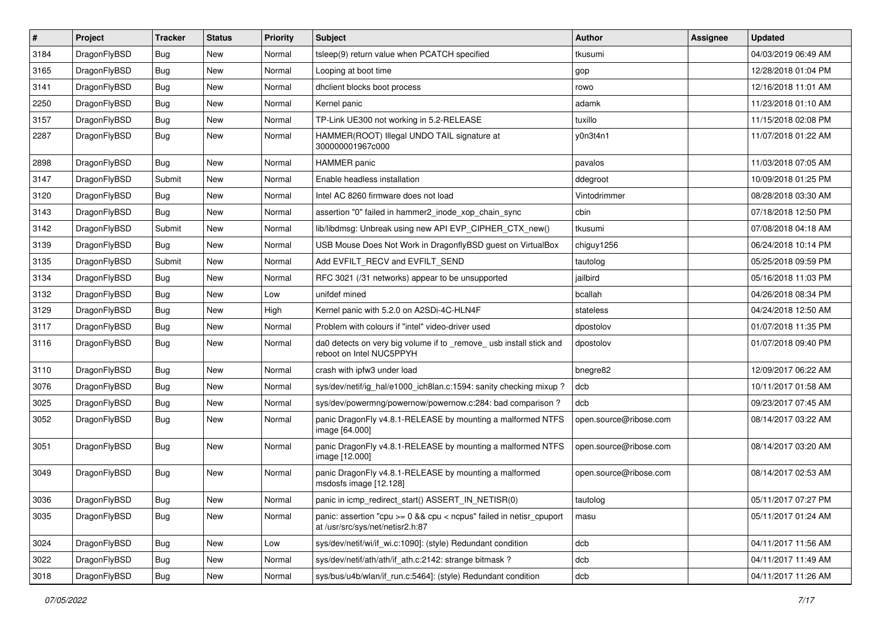| # | Project | Tracker | Status | Priority | Subject | Author | Assignee | Updated |
|---|---|---|---|---|---|---|---|---|
| 3184 | DragonFlyBSD | Bug | New | Normal | tsleep(9) return value when PCATCH specified | tkusumi | | 04/03/2019 06:49 AM |
| 3165 | DragonFlyBSD | Bug | New | Normal | Looping at boot time | gop | | 12/28/2018 01:04 PM |
| 3141 | DragonFlyBSD | Bug | New | Normal | dhclient blocks boot process | rowo | | 12/16/2018 11:01 AM |
| 2250 | DragonFlyBSD | Bug | New | Normal | Kernel panic | adamk | | 11/23/2018 01:10 AM |
| 3157 | DragonFlyBSD | Bug | New | Normal | TP-Link UE300 not working in 5.2-RELEASE | tuxillo | | 11/15/2018 02:08 PM |
| 2287 | DragonFlyBSD | Bug | New | Normal | HAMMER(ROOT) Illegal UNDO TAIL signature at 300000001967c000 | y0n3t4n1 | | 11/07/2018 01:22 AM |
| 2898 | DragonFlyBSD | Bug | New | Normal | HAMMER panic | pavalos | | 11/03/2018 07:05 AM |
| 3147 | DragonFlyBSD | Submit | New | Normal | Enable headless installation | ddegroot | | 10/09/2018 01:25 PM |
| 3120 | DragonFlyBSD | Bug | New | Normal | Intel AC 8260 firmware does not load | Vintodrimmer | | 08/28/2018 03:30 AM |
| 3143 | DragonFlyBSD | Bug | New | Normal | assertion "0" failed in hammer2_inode_xop_chain_sync | cbin | | 07/18/2018 12:50 PM |
| 3142 | DragonFlyBSD | Submit | New | Normal | lib/libdmsg: Unbreak using new API EVP_CIPHER_CTX_new() | tkusumi | | 07/08/2018 04:18 AM |
| 3139 | DragonFlyBSD | Bug | New | Normal | USB Mouse Does Not Work in DragonflyBSD guest on VirtualBox | chiguy1256 | | 06/24/2018 10:14 PM |
| 3135 | DragonFlyBSD | Submit | New | Normal | Add EVFILT_RECV and EVFILT_SEND | tautolog | | 05/25/2018 09:59 PM |
| 3134 | DragonFlyBSD | Bug | New | Normal | RFC 3021 (/31 networks) appear to be unsupported | jailbird | | 05/16/2018 11:03 PM |
| 3132 | DragonFlyBSD | Bug | New | Low | unifdef mined | bcallah | | 04/26/2018 08:34 PM |
| 3129 | DragonFlyBSD | Bug | New | High | Kernel panic with 5.2.0 on A2SDi-4C-HLN4F | stateless | | 04/24/2018 12:50 AM |
| 3117 | DragonFlyBSD | Bug | New | Normal | Problem with colours if "intel" video-driver used | dpostolov | | 01/07/2018 11:35 PM |
| 3116 | DragonFlyBSD | Bug | New | Normal | da0 detects on very big volume if to _remove_ usb install stick and reboot on Intel NUC5PPYH | dpostolov | | 01/07/2018 09:40 PM |
| 3110 | DragonFlyBSD | Bug | New | Normal | crash with ipfw3 under load | bnegre82 | | 12/09/2017 06:22 AM |
| 3076 | DragonFlyBSD | Bug | New | Normal | sys/dev/netif/ig_hal/e1000_ich8lan.c:1594: sanity checking mixup ? | dcb | | 10/11/2017 01:58 AM |
| 3025 | DragonFlyBSD | Bug | New | Normal | sys/dev/powermng/powernow/powernow.c:284: bad comparison ? | dcb | | 09/23/2017 07:45 AM |
| 3052 | DragonFlyBSD | Bug | New | Normal | panic DragonFly v4.8.1-RELEASE by mounting a malformed NTFS image [64.000] | open.source@ribose.com | | 08/14/2017 03:22 AM |
| 3051 | DragonFlyBSD | Bug | New | Normal | panic DragonFly v4.8.1-RELEASE by mounting a malformed NTFS image [12.000] | open.source@ribose.com | | 08/14/2017 03:20 AM |
| 3049 | DragonFlyBSD | Bug | New | Normal | panic DragonFly v4.8.1-RELEASE by mounting a malformed msdosfs image [12.128] | open.source@ribose.com | | 08/14/2017 02:53 AM |
| 3036 | DragonFlyBSD | Bug | New | Normal | panic in icmp_redirect_start() ASSERT_IN_NETISR(0) | tautolog | | 05/11/2017 07:27 PM |
| 3035 | DragonFlyBSD | Bug | New | Normal | panic: assertion "cpu >= 0 && cpu < ncpus" failed in netisr_cpuport at /usr/src/sys/net/netisr2.h:87 | masu | | 05/11/2017 01:24 AM |
| 3024 | DragonFlyBSD | Bug | New | Low | sys/dev/netif/wi/if_wi.c:1090]: (style) Redundant condition | dcb | | 04/11/2017 11:56 AM |
| 3022 | DragonFlyBSD | Bug | New | Normal | sys/dev/netif/ath/ath/if_ath.c:2142: strange bitmask ? | dcb | | 04/11/2017 11:49 AM |
| 3018 | DragonFlyBSD | Bug | New | Normal | sys/bus/u4b/wlan/if_run.c:5464]: (style) Redundant condition | dcb | | 04/11/2017 11:26 AM |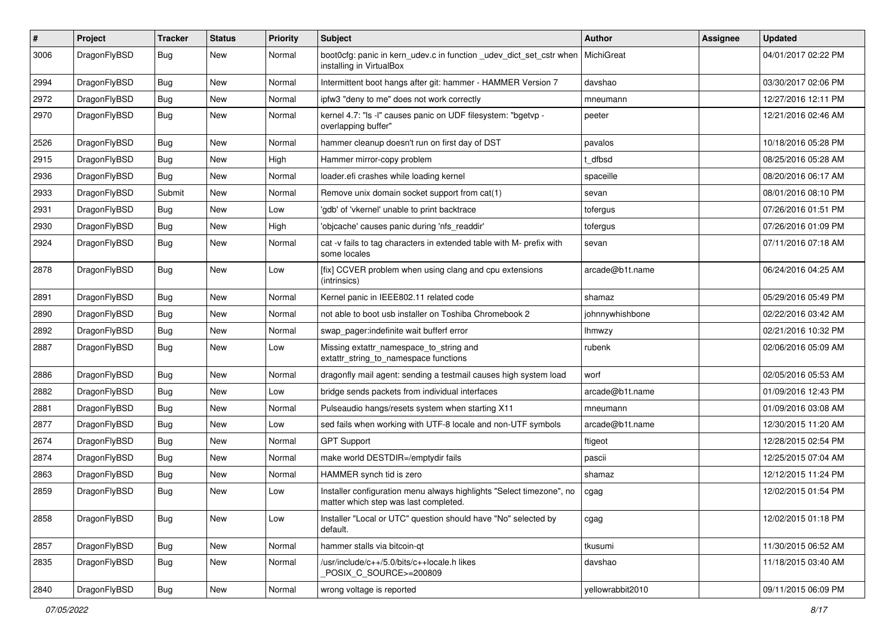| # | Project | Tracker | Status | Priority | Subject | Author | Assignee | Updated |
|---|---|---|---|---|---|---|---|---|
| 3006 | DragonFlyBSD | Bug | New | Normal | boot0cfg: panic in kern_udev.c in function _udev_dict_set_cstr when installing in VirtualBox | MichiGreat | | 04/01/2017 02:22 PM |
| 2994 | DragonFlyBSD | Bug | New | Normal | Intermittent boot hangs after git: hammer - HAMMER Version 7 | davshao | | 03/30/2017 02:06 PM |
| 2972 | DragonFlyBSD | Bug | New | Normal | ipfw3 "deny to me" does not work correctly | mneumann | | 12/27/2016 12:11 PM |
| 2970 | DragonFlyBSD | Bug | New | Normal | kernel 4.7: "ls -l" causes panic on UDF filesystem: "bgetvp - overlapping buffer" | peeter | | 12/21/2016 02:46 AM |
| 2526 | DragonFlyBSD | Bug | New | Normal | hammer cleanup doesn't run on first day of DST | pavalos | | 10/18/2016 05:28 PM |
| 2915 | DragonFlyBSD | Bug | New | High | Hammer mirror-copy problem | t_dfbsd | | 08/25/2016 05:28 AM |
| 2936 | DragonFlyBSD | Bug | New | Normal | loader.efi crashes while loading kernel | spaceille | | 08/20/2016 06:17 AM |
| 2933 | DragonFlyBSD | Submit | New | Normal | Remove unix domain socket support from cat(1) | sevan | | 08/01/2016 08:10 PM |
| 2931 | DragonFlyBSD | Bug | New | Low | 'gdb' of 'vkernel' unable to print backtrace | tofergus | | 07/26/2016 01:51 PM |
| 2930 | DragonFlyBSD | Bug | New | High | 'objcache' causes panic during 'nfs_readdir' | tofergus | | 07/26/2016 01:09 PM |
| 2924 | DragonFlyBSD | Bug | New | Normal | cat -v fails to tag characters in extended table with M- prefix with some locales | sevan | | 07/11/2016 07:18 AM |
| 2878 | DragonFlyBSD | Bug | New | Low | [fix] CCVER problem when using clang and cpu extensions (intrinsics) | arcade@b1t.name | | 06/24/2016 04:25 AM |
| 2891 | DragonFlyBSD | Bug | New | Normal | Kernel panic in IEEE802.11 related code | shamaz | | 05/29/2016 05:49 PM |
| 2890 | DragonFlyBSD | Bug | New | Normal | not able to boot usb installer on Toshiba Chromebook 2 | johnnywhishbone | | 02/22/2016 03:42 AM |
| 2892 | DragonFlyBSD | Bug | New | Normal | swap_pager:indefinite wait bufferf error | lhmwzy | | 02/21/2016 10:32 PM |
| 2887 | DragonFlyBSD | Bug | New | Low | Missing extattr_namespace_to_string and extattr_string_to_namespace functions | rubenk | | 02/06/2016 05:09 AM |
| 2886 | DragonFlyBSD | Bug | New | Normal | dragonfly mail agent: sending a testmail causes high system load | worf | | 02/05/2016 05:53 AM |
| 2882 | DragonFlyBSD | Bug | New | Low | bridge sends packets from individual interfaces | arcade@b1t.name | | 01/09/2016 12:43 PM |
| 2881 | DragonFlyBSD | Bug | New | Normal | Pulseaudio hangs/resets system when starting X11 | mneumann | | 01/09/2016 03:08 AM |
| 2877 | DragonFlyBSD | Bug | New | Low | sed fails when working with UTF-8 locale and non-UTF symbols | arcade@b1t.name | | 12/30/2015 11:20 AM |
| 2674 | DragonFlyBSD | Bug | New | Normal | GPT Support | ftigeot | | 12/28/2015 02:54 PM |
| 2874 | DragonFlyBSD | Bug | New | Normal | make world DESTDIR=/emptydir fails | pascii | | 12/25/2015 07:04 AM |
| 2863 | DragonFlyBSD | Bug | New | Normal | HAMMER synch tid is zero | shamaz | | 12/12/2015 11:24 PM |
| 2859 | DragonFlyBSD | Bug | New | Low | Installer configuration menu always highlights "Select timezone", no matter which step was last completed. | cgag | | 12/02/2015 01:54 PM |
| 2858 | DragonFlyBSD | Bug | New | Low | Installer "Local or UTC" question should have "No" selected by default. | cgag | | 12/02/2015 01:18 PM |
| 2857 | DragonFlyBSD | Bug | New | Normal | hammer stalls via bitcoin-qt | tkusumi | | 11/30/2015 06:52 AM |
| 2835 | DragonFlyBSD | Bug | New | Normal | /usr/include/c++/5.0/bits/c++locale.h likes _POSIX_C_SOURCE>=200809 | davshao | | 11/18/2015 03:40 AM |
| 2840 | DragonFlyBSD | Bug | New | Normal | wrong voltage is reported | yellowrabbit2010 | | 09/11/2015 06:09 PM |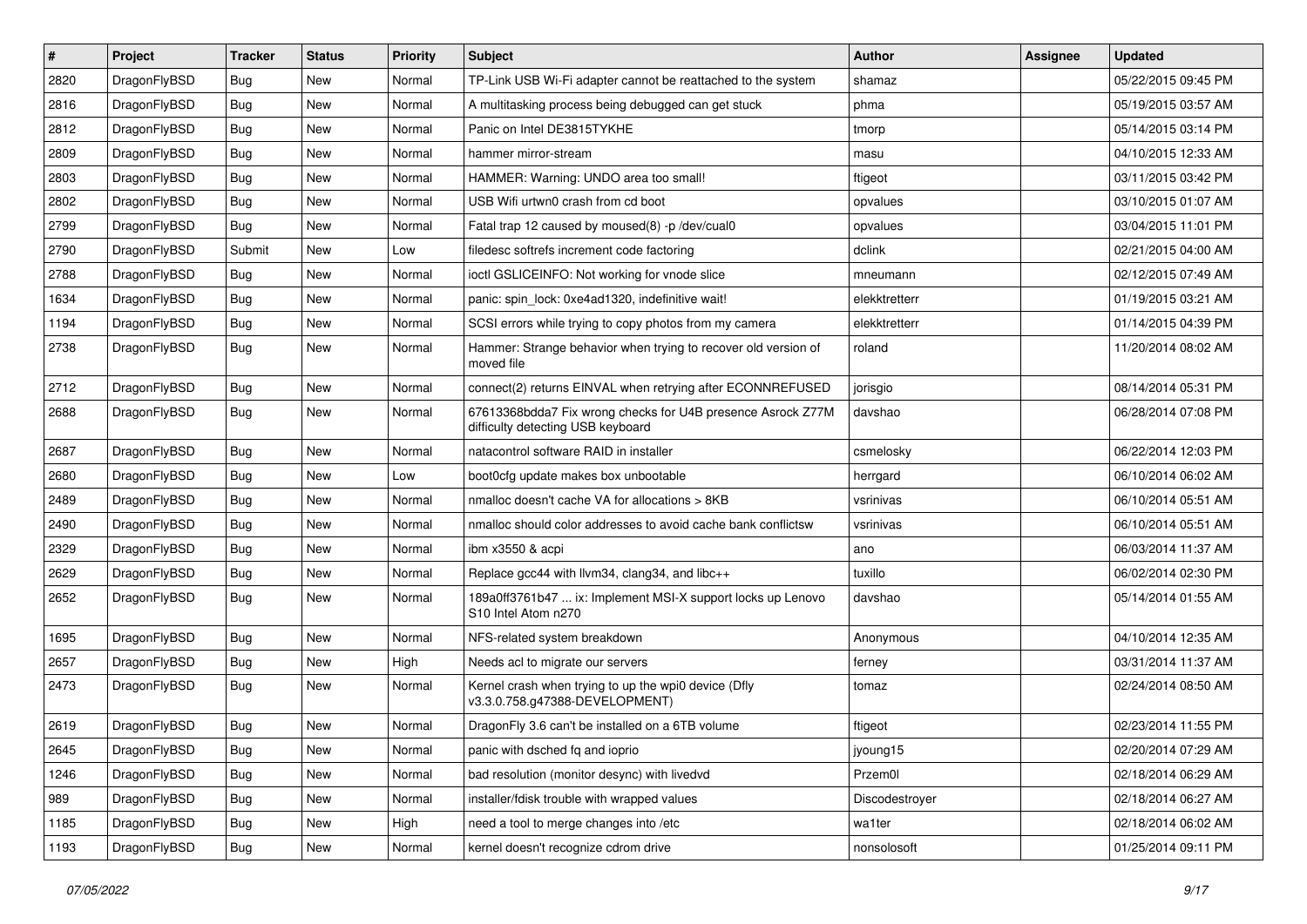| # | Project | Tracker | Status | Priority | Subject | Author | Assignee | Updated |
|---|---|---|---|---|---|---|---|---|
| 2820 | DragonFlyBSD | Bug | New | Normal | TP-Link USB Wi-Fi adapter cannot be reattached to the system | shamaz | | 05/22/2015 09:45 PM |
| 2816 | DragonFlyBSD | Bug | New | Normal | A multitasking process being debugged can get stuck | phma | | 05/19/2015 03:57 AM |
| 2812 | DragonFlyBSD | Bug | New | Normal | Panic on Intel DE3815TYKHE | tmorp | | 05/14/2015 03:14 PM |
| 2809 | DragonFlyBSD | Bug | New | Normal | hammer mirror-stream | masu | | 04/10/2015 12:33 AM |
| 2803 | DragonFlyBSD | Bug | New | Normal | HAMMER: Warning: UNDO area too small! | ftigeot | | 03/11/2015 03:42 PM |
| 2802 | DragonFlyBSD | Bug | New | Normal | USB Wifi urtwn0 crash from cd boot | opvalues | | 03/10/2015 01:07 AM |
| 2799 | DragonFlyBSD | Bug | New | Normal | Fatal trap 12 caused by moused(8) -p /dev/cual0 | opvalues | | 03/04/2015 11:01 PM |
| 2790 | DragonFlyBSD | Submit | New | Low | filedesc softrefs increment code factoring | dclink | | 02/21/2015 04:00 AM |
| 2788 | DragonFlyBSD | Bug | New | Normal | ioctl GSLICEINFO: Not working for vnode slice | mneumann | | 02/12/2015 07:49 AM |
| 1634 | DragonFlyBSD | Bug | New | Normal | panic: spin_lock: 0xe4ad1320, indefinitive wait! | elekktretterr | | 01/19/2015 03:21 AM |
| 1194 | DragonFlyBSD | Bug | New | Normal | SCSI errors while trying to copy photos from my camera | elekktretterr | | 01/14/2015 04:39 PM |
| 2738 | DragonFlyBSD | Bug | New | Normal | Hammer: Strange behavior when trying to recover old version of moved file | roland | | 11/20/2014 08:02 AM |
| 2712 | DragonFlyBSD | Bug | New | Normal | connect(2) returns EINVAL when retrying after ECONNREFUSED | jorisgio | | 08/14/2014 05:31 PM |
| 2688 | DragonFlyBSD | Bug | New | Normal | 67613368bdda7 Fix wrong checks for U4B presence Asrock Z77M difficulty detecting USB keyboard | davshao | | 06/28/2014 07:08 PM |
| 2687 | DragonFlyBSD | Bug | New | Normal | natacontrol software RAID in installer | csmelosky | | 06/22/2014 12:03 PM |
| 2680 | DragonFlyBSD | Bug | New | Low | boot0cfg update makes box unbootable | herrgard | | 06/10/2014 06:02 AM |
| 2489 | DragonFlyBSD | Bug | New | Normal | nmalloc doesn't cache VA for allocations > 8KB | vsrinivas | | 06/10/2014 05:51 AM |
| 2490 | DragonFlyBSD | Bug | New | Normal | nmalloc should color addresses to avoid cache bank conflictsw | vsrinivas | | 06/10/2014 05:51 AM |
| 2329 | DragonFlyBSD | Bug | New | Normal | ibm x3550 & acpi | ano | | 06/03/2014 11:37 AM |
| 2629 | DragonFlyBSD | Bug | New | Normal | Replace gcc44 with llvm34, clang34, and libc++ | tuxillo | | 06/02/2014 02:30 PM |
| 2652 | DragonFlyBSD | Bug | New | Normal | 189a0ff3761b47 ... ix: Implement MSI-X support locks up Lenovo S10 Intel Atom n270 | davshao | | 05/14/2014 01:55 AM |
| 1695 | DragonFlyBSD | Bug | New | Normal | NFS-related system breakdown | Anonymous | | 04/10/2014 12:35 AM |
| 2657 | DragonFlyBSD | Bug | New | High | Needs acl to migrate our servers | ferney | | 03/31/2014 11:37 AM |
| 2473 | DragonFlyBSD | Bug | New | Normal | Kernel crash when trying to up the wpi0 device (Dfly v3.3.0.758.g47388-DEVELOPMENT) | tomaz | | 02/24/2014 08:50 AM |
| 2619 | DragonFlyBSD | Bug | New | Normal | DragonFly 3.6 can't be installed on a 6TB volume | ftigeot | | 02/23/2014 11:55 PM |
| 2645 | DragonFlyBSD | Bug | New | Normal | panic with dsched fq and ioprio | jyoung15 | | 02/20/2014 07:29 AM |
| 1246 | DragonFlyBSD | Bug | New | Normal | bad resolution (monitor desync) with livedvd | Przem0l | | 02/18/2014 06:29 AM |
| 989 | DragonFlyBSD | Bug | New | Normal | installer/fdisk trouble with wrapped values | Discodestroyer | | 02/18/2014 06:27 AM |
| 1185 | DragonFlyBSD | Bug | New | High | need a tool to merge changes into /etc | wa1ter | | 02/18/2014 06:02 AM |
| 1193 | DragonFlyBSD | Bug | New | Normal | kernel doesn't recognize cdrom drive | nonsolosoft | | 01/25/2014 09:11 PM |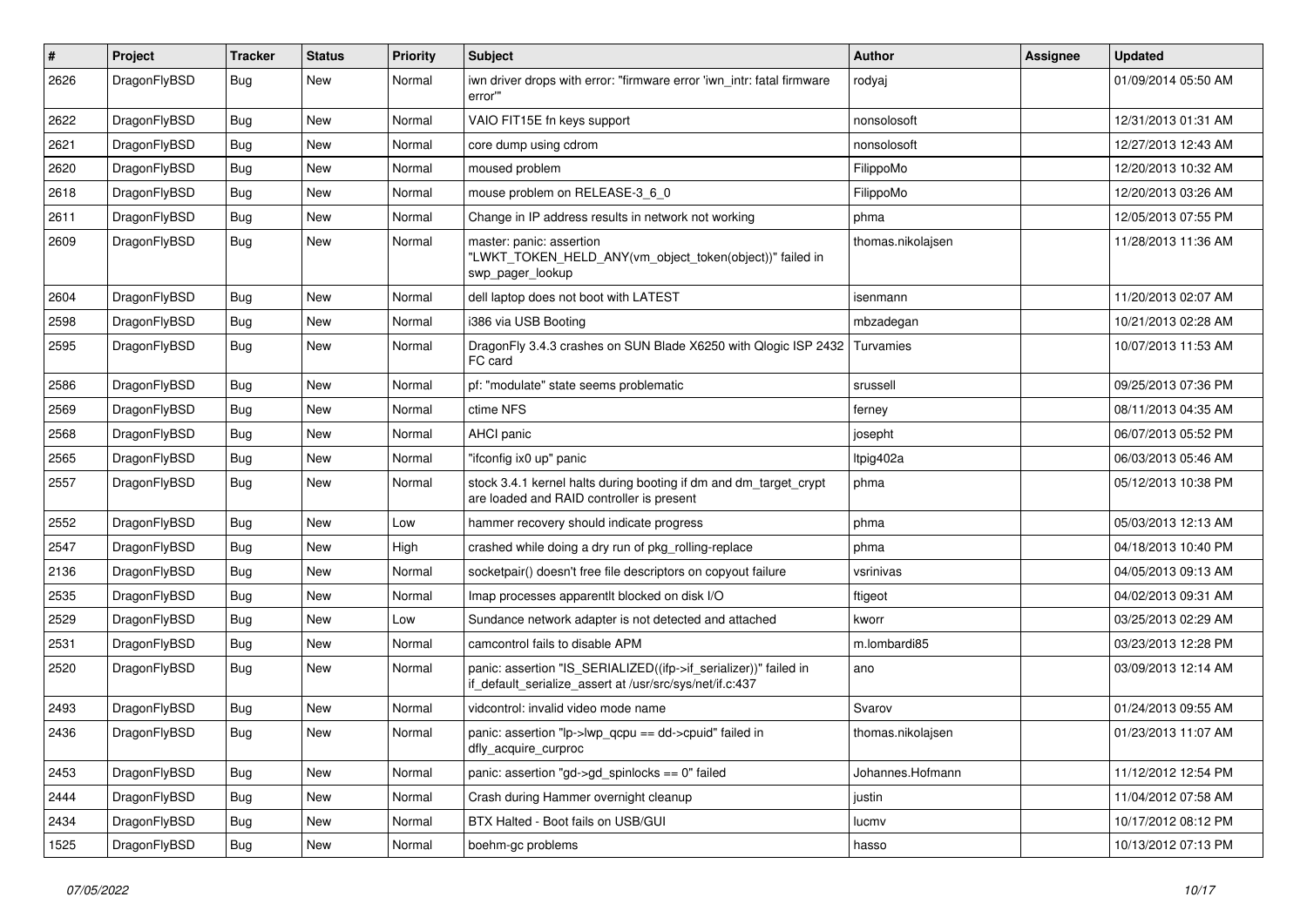| # | Project | Tracker | Status | Priority | Subject | Author | Assignee | Updated |
|---|---|---|---|---|---|---|---|---|
| 2626 | DragonFlyBSD | Bug | New | Normal | iwn driver drops with error: "firmware error 'iwn_intr: fatal firmware error'" | rodyaj | | 01/09/2014 05:50 AM |
| 2622 | DragonFlyBSD | Bug | New | Normal | VAIO FIT15E fn keys support | nonsolosoft | | 12/31/2013 01:31 AM |
| 2621 | DragonFlyBSD | Bug | New | Normal | core dump using cdrom | nonsolosoft | | 12/27/2013 12:43 AM |
| 2620 | DragonFlyBSD | Bug | New | Normal | moused problem | FilippoMo | | 12/20/2013 10:32 AM |
| 2618 | DragonFlyBSD | Bug | New | Normal | mouse problem on RELEASE-3_6_0 | FilippoMo | | 12/20/2013 03:26 AM |
| 2611 | DragonFlyBSD | Bug | New | Normal | Change in IP address results in network not working | phma | | 12/05/2013 07:55 PM |
| 2609 | DragonFlyBSD | Bug | New | Normal | master: panic: assertion "LWKT_TOKEN_HELD_ANY(vm_object_token(object))" failed in swp_pager_lookup | thomas.nikolajsen | | 11/28/2013 11:36 AM |
| 2604 | DragonFlyBSD | Bug | New | Normal | dell laptop does not boot with LATEST | isenmann | | 11/20/2013 02:07 AM |
| 2598 | DragonFlyBSD | Bug | New | Normal | i386 via USB Booting | mbzadegan | | 10/21/2013 02:28 AM |
| 2595 | DragonFlyBSD | Bug | New | Normal | DragonFly 3.4.3 crashes on SUN Blade X6250 with Qlogic ISP 2432 FC card | Turvamies | | 10/07/2013 11:53 AM |
| 2586 | DragonFlyBSD | Bug | New | Normal | pf: "modulate" state seems problematic | srussell | | 09/25/2013 07:36 PM |
| 2569 | DragonFlyBSD | Bug | New | Normal | ctime NFS | ferney | | 08/11/2013 04:35 AM |
| 2568 | DragonFlyBSD | Bug | New | Normal | AHCI panic | josepht | | 06/07/2013 05:52 PM |
| 2565 | DragonFlyBSD | Bug | New | Normal | "ifconfig ix0 up" panic | ltpig402a | | 06/03/2013 05:46 AM |
| 2557 | DragonFlyBSD | Bug | New | Normal | stock 3.4.1 kernel halts during booting if dm and dm_target_crypt are loaded and RAID controller is present | phma | | 05/12/2013 10:38 PM |
| 2552 | DragonFlyBSD | Bug | New | Low | hammer recovery should indicate progress | phma | | 05/03/2013 12:13 AM |
| 2547 | DragonFlyBSD | Bug | New | High | crashed while doing a dry run of pkg_rolling-replace | phma | | 04/18/2013 10:40 PM |
| 2136 | DragonFlyBSD | Bug | New | Normal | socketpair() doesn't free file descriptors on copyout failure | vsrinivas | | 04/05/2013 09:13 AM |
| 2535 | DragonFlyBSD | Bug | New | Normal | Imap processes apparentlt blocked on disk I/O | ftigeot | | 04/02/2013 09:31 AM |
| 2529 | DragonFlyBSD | Bug | New | Low | Sundance network adapter is not detected and attached | kworr | | 03/25/2013 02:29 AM |
| 2531 | DragonFlyBSD | Bug | New | Normal | camcontrol fails to disable APM | m.lombardi85 | | 03/23/2013 12:28 PM |
| 2520 | DragonFlyBSD | Bug | New | Normal | panic: assertion "IS_SERIALIZED((ifp->if_serializer))" failed in if_default_serialize_assert at /usr/src/sys/net/if.c:437 | ano | | 03/09/2013 12:14 AM |
| 2493 | DragonFlyBSD | Bug | New | Normal | vidcontrol: invalid video mode name | Svarov | | 01/24/2013 09:55 AM |
| 2436 | DragonFlyBSD | Bug | New | Normal | panic: assertion "lp->lwp_qcpu == dd->cpuid" failed in dfly_acquire_curproc | thomas.nikolajsen | | 01/23/2013 11:07 AM |
| 2453 | DragonFlyBSD | Bug | New | Normal | panic: assertion "gd->gd_spinlocks == 0" failed | Johannes.Hofmann | | 11/12/2012 12:54 PM |
| 2444 | DragonFlyBSD | Bug | New | Normal | Crash during Hammer overnight cleanup | justin | | 11/04/2012 07:58 AM |
| 2434 | DragonFlyBSD | Bug | New | Normal | BTX Halted - Boot fails on USB/GUI | lucmv | | 10/17/2012 08:12 PM |
| 1525 | DragonFlyBSD | Bug | New | Normal | boehm-gc problems | hasso | | 10/13/2012 07:13 PM |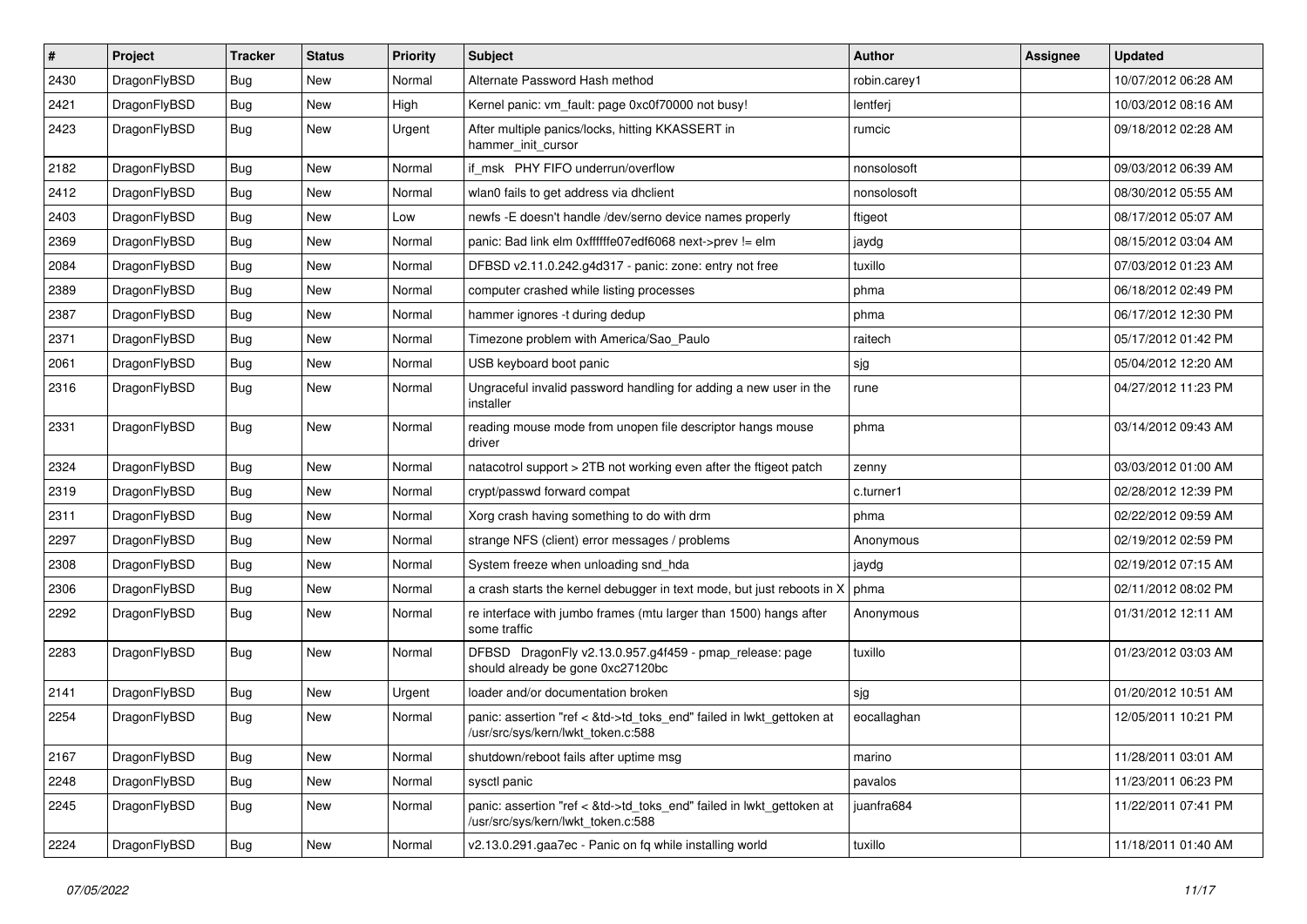| # | Project | Tracker | Status | Priority | Subject | Author | Assignee | Updated |
|---|---|---|---|---|---|---|---|---|
| 2430 | DragonFlyBSD | Bug | New | Normal | Alternate Password Hash method | robin.carey1 | | 10/07/2012 06:28 AM |
| 2421 | DragonFlyBSD | Bug | New | High | Kernel panic: vm_fault: page 0xc0f70000 not busy! | lentferj | | 10/03/2012 08:16 AM |
| 2423 | DragonFlyBSD | Bug | New | Urgent | After multiple panics/locks, hitting KKASSERT in hammer_init_cursor | rumcic | | 09/18/2012 02:28 AM |
| 2182 | DragonFlyBSD | Bug | New | Normal | if_msk PHY FIFO underrun/overflow | nonsolosoft | | 09/03/2012 06:39 AM |
| 2412 | DragonFlyBSD | Bug | New | Normal | wlan0 fails to get address via dhclient | nonsolosoft | | 08/30/2012 05:55 AM |
| 2403 | DragonFlyBSD | Bug | New | Low | newfs -E doesn't handle /dev/serno device names properly | ftigeot | | 08/17/2012 05:07 AM |
| 2369 | DragonFlyBSD | Bug | New | Normal | panic: Bad link elm 0xffffffe07edf6068 next->prev != elm | jaydg | | 08/15/2012 03:04 AM |
| 2084 | DragonFlyBSD | Bug | New | Normal | DFBSD v2.11.0.242.g4d317 - panic: zone: entry not free | tuxillo | | 07/03/2012 01:23 AM |
| 2389 | DragonFlyBSD | Bug | New | Normal | computer crashed while listing processes | phma | | 06/18/2012 02:49 PM |
| 2387 | DragonFlyBSD | Bug | New | Normal | hammer ignores -t during dedup | phma | | 06/17/2012 12:30 PM |
| 2371 | DragonFlyBSD | Bug | New | Normal | Timezone problem with America/Sao_Paulo | raitech | | 05/17/2012 01:42 PM |
| 2061 | DragonFlyBSD | Bug | New | Normal | USB keyboard boot panic | sjg | | 05/04/2012 12:20 AM |
| 2316 | DragonFlyBSD | Bug | New | Normal | Ungraceful invalid password handling for adding a new user in the installer | rune | | 04/27/2012 11:23 PM |
| 2331 | DragonFlyBSD | Bug | New | Normal | reading mouse mode from unopen file descriptor hangs mouse driver | phma | | 03/14/2012 09:43 AM |
| 2324 | DragonFlyBSD | Bug | New | Normal | natacotrol support > 2TB not working even after the ftigeot patch | zenny | | 03/03/2012 01:00 AM |
| 2319 | DragonFlyBSD | Bug | New | Normal | crypt/passwd forward compat | c.turner1 | | 02/28/2012 12:39 PM |
| 2311 | DragonFlyBSD | Bug | New | Normal | Xorg crash having something to do with drm | phma | | 02/22/2012 09:59 AM |
| 2297 | DragonFlyBSD | Bug | New | Normal | strange NFS (client) error messages / problems | Anonymous | | 02/19/2012 02:59 PM |
| 2308 | DragonFlyBSD | Bug | New | Normal | System freeze when unloading snd_hda | jaydg | | 02/19/2012 07:15 AM |
| 2306 | DragonFlyBSD | Bug | New | Normal | a crash starts the kernel debugger in text mode, but just reboots in X | phma | | 02/11/2012 08:02 PM |
| 2292 | DragonFlyBSD | Bug | New | Normal | re interface with jumbo frames (mtu larger than 1500) hangs after some traffic | Anonymous | | 01/31/2012 12:11 AM |
| 2283 | DragonFlyBSD | Bug | New | Normal | DFBSD DragonFly v2.13.0.957.g4f459 - pmap_release: page should already be gone 0xc27120bc | tuxillo | | 01/23/2012 03:03 AM |
| 2141 | DragonFlyBSD | Bug | New | Urgent | loader and/or documentation broken | sjg | | 01/20/2012 10:51 AM |
| 2254 | DragonFlyBSD | Bug | New | Normal | panic: assertion "ref < &td->td_toks_end" failed in lwkt_gettoken at /usr/src/sys/kern/lwkt_token.c:588 | eocallaghan | | 12/05/2011 10:21 PM |
| 2167 | DragonFlyBSD | Bug | New | Normal | shutdown/reboot fails after uptime msg | marino | | 11/28/2011 03:01 AM |
| 2248 | DragonFlyBSD | Bug | New | Normal | sysctl panic | pavalos | | 11/23/2011 06:23 PM |
| 2245 | DragonFlyBSD | Bug | New | Normal | panic: assertion "ref < &td->td_toks_end" failed in lwkt_gettoken at /usr/src/sys/kern/lwkt_token.c:588 | juanfra684 | | 11/22/2011 07:41 PM |
| 2224 | DragonFlyBSD | Bug | New | Normal | v2.13.0.291.gaa7ec - Panic on fq while installing world | tuxillo | | 11/18/2011 01:40 AM |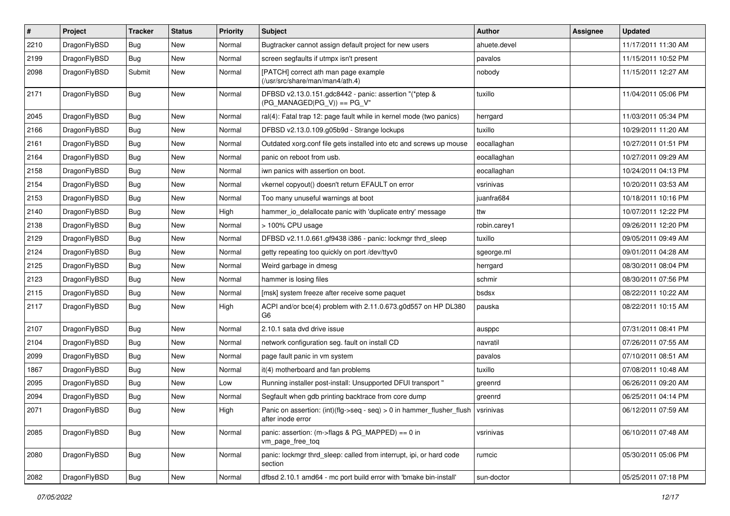| # | Project | Tracker | Status | Priority | Subject | Author | Assignee | Updated |
|---|---|---|---|---|---|---|---|---|
| 2210 | DragonFlyBSD | Bug | New | Normal | Bugtracker cannot assign default project for new users | ahuete.devel | | 11/17/2011 11:30 AM |
| 2199 | DragonFlyBSD | Bug | New | Normal | screen segfaults if utmpx isn't present | pavalos | | 11/15/2011 10:52 PM |
| 2098 | DragonFlyBSD | Submit | New | Normal | [PATCH] correct ath man page example (/usr/src/share/man/man4/ath.4) | nobody | | 11/15/2011 12:27 AM |
| 2171 | DragonFlyBSD | Bug | New | Normal | DFBSD v2.13.0.151.gdc8442 - panic: assertion "(*ptep & (PG_MANAGED\|PG_V)) == PG_V" | tuxillo | | 11/04/2011 05:06 PM |
| 2045 | DragonFlyBSD | Bug | New | Normal | ral(4): Fatal trap 12: page fault while in kernel mode (two panics) | herrgard | | 11/03/2011 05:34 PM |
| 2166 | DragonFlyBSD | Bug | New | Normal | DFBSD v2.13.0.109.g05b9d - Strange lockups | tuxillo | | 10/29/2011 11:20 AM |
| 2161 | DragonFlyBSD | Bug | New | Normal | Outdated xorg.conf file gets installed into etc and screws up mouse | eocallaghan | | 10/27/2011 01:51 PM |
| 2164 | DragonFlyBSD | Bug | New | Normal | panic on reboot from usb. | eocallaghan | | 10/27/2011 09:29 AM |
| 2158 | DragonFlyBSD | Bug | New | Normal | iwn panics with assertion on boot. | eocallaghan | | 10/24/2011 04:13 PM |
| 2154 | DragonFlyBSD | Bug | New | Normal | vkernel copyout() doesn't return EFAULT on error | vsrinivas | | 10/20/2011 03:53 AM |
| 2153 | DragonFlyBSD | Bug | New | Normal | Too many unuseful warnings at boot | juanfra684 | | 10/18/2011 10:16 PM |
| 2140 | DragonFlyBSD | Bug | New | High | hammer_io_delallocate panic with 'duplicate entry' message | ttw | | 10/07/2011 12:22 PM |
| 2138 | DragonFlyBSD | Bug | New | Normal | > 100% CPU usage | robin.carey1 | | 09/26/2011 12:20 PM |
| 2129 | DragonFlyBSD | Bug | New | Normal | DFBSD v2.11.0.661.gf9438 i386 - panic: lockmgr thrd_sleep | tuxillo | | 09/05/2011 09:49 AM |
| 2124 | DragonFlyBSD | Bug | New | Normal | getty repeating too quickly on port /dev/ttyv0 | sgeorge.ml | | 09/01/2011 04:28 AM |
| 2125 | DragonFlyBSD | Bug | New | Normal | Weird garbage in dmesg | herrgard | | 08/30/2011 08:04 PM |
| 2123 | DragonFlyBSD | Bug | New | Normal | hammer is losing files | schmir | | 08/30/2011 07:56 PM |
| 2115 | DragonFlyBSD | Bug | New | Normal | [msk] system freeze after receive some paquet | bsdsx | | 08/22/2011 10:22 AM |
| 2117 | DragonFlyBSD | Bug | New | High | ACPI and/or bce(4) problem with 2.11.0.673.g0d557 on HP DL380 G6 | pauska | | 08/22/2011 10:15 AM |
| 2107 | DragonFlyBSD | Bug | New | Normal | 2.10.1 sata dvd drive issue | ausppc | | 07/31/2011 08:41 PM |
| 2104 | DragonFlyBSD | Bug | New | Normal | network configuration seg. fault on install CD | navratil | | 07/26/2011 07:55 AM |
| 2099 | DragonFlyBSD | Bug | New | Normal | page fault panic in vm system | pavalos | | 07/10/2011 08:51 AM |
| 1867 | DragonFlyBSD | Bug | New | Normal | it(4) motherboard and fan problems | tuxillo | | 07/08/2011 10:48 AM |
| 2095 | DragonFlyBSD | Bug | New | Low | Running installer post-install: Unsupported DFUI transport " | greenrd | | 06/26/2011 09:20 AM |
| 2094 | DragonFlyBSD | Bug | New | Normal | Segfault when gdb printing backtrace from core dump | greenrd | | 06/25/2011 04:14 PM |
| 2071 | DragonFlyBSD | Bug | New | High | Panic on assertion: (int)(flg->seq - seq) > 0 in hammer_flusher_flush after inode error | vsrinivas | | 06/12/2011 07:59 AM |
| 2085 | DragonFlyBSD | Bug | New | Normal | panic: assertion: (m->flags & PG_MAPPED) == 0 in vm_page_free_toq | vsrinivas | | 06/10/2011 07:48 AM |
| 2080 | DragonFlyBSD | Bug | New | Normal | panic: lockmgr thrd_sleep: called from interrupt, ipi, or hard code section | rumcic | | 05/30/2011 05:06 PM |
| 2082 | DragonFlyBSD | Bug | New | Normal | dfbsd 2.10.1 amd64 - mc port build error with 'bmake bin-install' | sun-doctor | | 05/25/2011 07:18 PM |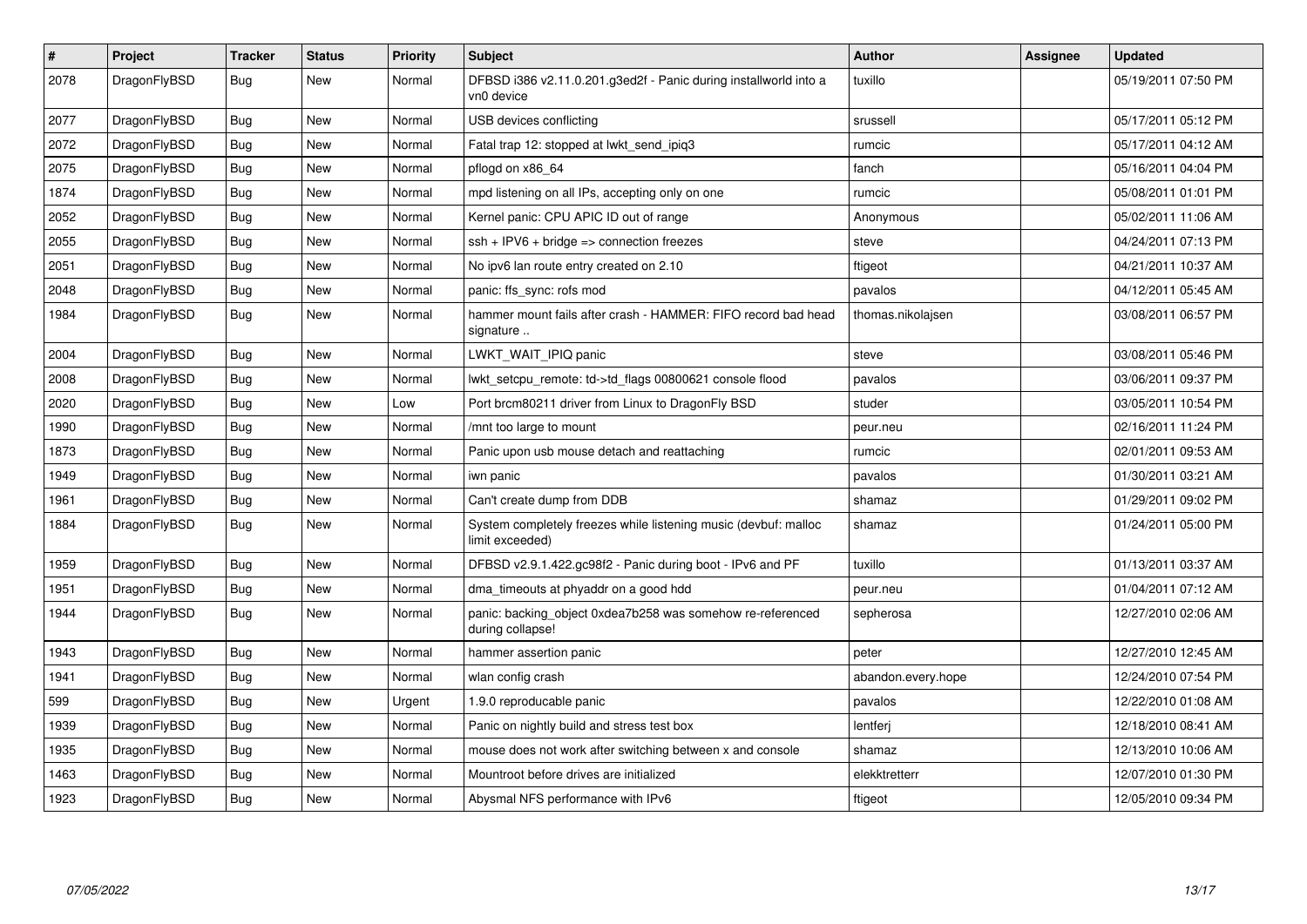| # | Project | Tracker | Status | Priority | Subject | Author | Assignee | Updated |
|---|---|---|---|---|---|---|---|---|
| 2078 | DragonFlyBSD | Bug | New | Normal | DFBSD i386 v2.11.0.201.g3ed2f - Panic during installworld into a vn0 device | tuxillo | | 05/19/2011 07:50 PM |
| 2077 | DragonFlyBSD | Bug | New | Normal | USB devices conflicting | srussell | | 05/17/2011 05:12 PM |
| 2072 | DragonFlyBSD | Bug | New | Normal | Fatal trap 12: stopped at lwkt_send_ipiq3 | rumcic | | 05/17/2011 04:12 AM |
| 2075 | DragonFlyBSD | Bug | New | Normal | pflogd on x86_64 | fanch | | 05/16/2011 04:04 PM |
| 1874 | DragonFlyBSD | Bug | New | Normal | mpd listening on all IPs, accepting only on one | rumcic | | 05/08/2011 01:01 PM |
| 2052 | DragonFlyBSD | Bug | New | Normal | Kernel panic: CPU APIC ID out of range | Anonymous | | 05/02/2011 11:06 AM |
| 2055 | DragonFlyBSD | Bug | New | Normal | ssh + IPV6 + bridge => connection freezes | steve | | 04/24/2011 07:13 PM |
| 2051 | DragonFlyBSD | Bug | New | Normal | No ipv6 lan route entry created on 2.10 | ftigeot | | 04/21/2011 10:37 AM |
| 2048 | DragonFlyBSD | Bug | New | Normal | panic: ffs_sync: rofs mod | pavalos | | 04/12/2011 05:45 AM |
| 1984 | DragonFlyBSD | Bug | New | Normal | hammer mount fails after crash - HAMMER: FIFO record bad head signature .. | thomas.nikolajsen | | 03/08/2011 06:57 PM |
| 2004 | DragonFlyBSD | Bug | New | Normal | LWKT_WAIT_IPIQ panic | steve | | 03/08/2011 05:46 PM |
| 2008 | DragonFlyBSD | Bug | New | Normal | lwkt_setcpu_remote: td->td_flags 00800621 console flood | pavalos | | 03/06/2011 09:37 PM |
| 2020 | DragonFlyBSD | Bug | New | Low | Port brcm80211 driver from Linux to DragonFly BSD | studer | | 03/05/2011 10:54 PM |
| 1990 | DragonFlyBSD | Bug | New | Normal | /mnt too large to mount | peur.neu | | 02/16/2011 11:24 PM |
| 1873 | DragonFlyBSD | Bug | New | Normal | Panic upon usb mouse detach and reattaching | rumcic | | 02/01/2011 09:53 AM |
| 1949 | DragonFlyBSD | Bug | New | Normal | iwn panic | pavalos | | 01/30/2011 03:21 AM |
| 1961 | DragonFlyBSD | Bug | New | Normal | Can't create dump from DDB | shamaz | | 01/29/2011 09:02 PM |
| 1884 | DragonFlyBSD | Bug | New | Normal | System completely freezes while listening music (devbuf: malloc limit exceeded) | shamaz | | 01/24/2011 05:00 PM |
| 1959 | DragonFlyBSD | Bug | New | Normal | DFBSD v2.9.1.422.gc98f2 - Panic during boot - IPv6 and PF | tuxillo | | 01/13/2011 03:37 AM |
| 1951 | DragonFlyBSD | Bug | New | Normal | dma_timeouts at phyaddr on a good hdd | peur.neu | | 01/04/2011 07:12 AM |
| 1944 | DragonFlyBSD | Bug | New | Normal | panic: backing_object 0xdea7b258 was somehow re-referenced during collapse! | sepherosa | | 12/27/2010 02:06 AM |
| 1943 | DragonFlyBSD | Bug | New | Normal | hammer assertion panic | peter | | 12/27/2010 12:45 AM |
| 1941 | DragonFlyBSD | Bug | New | Normal | wlan config crash | abandon.every.hope | | 12/24/2010 07:54 PM |
| 599 | DragonFlyBSD | Bug | New | Urgent | 1.9.0 reproducable panic | pavalos | | 12/22/2010 01:08 AM |
| 1939 | DragonFlyBSD | Bug | New | Normal | Panic on nightly build and stress test box | lentferj | | 12/18/2010 08:41 AM |
| 1935 | DragonFlyBSD | Bug | New | Normal | mouse does not work after switching between x and console | shamaz | | 12/13/2010 10:06 AM |
| 1463 | DragonFlyBSD | Bug | New | Normal | Mountroot before drives are initialized | elekktretterr | | 12/07/2010 01:30 PM |
| 1923 | DragonFlyBSD | Bug | New | Normal | Abysmal NFS performance with IPv6 | ftigeot | | 12/05/2010 09:34 PM |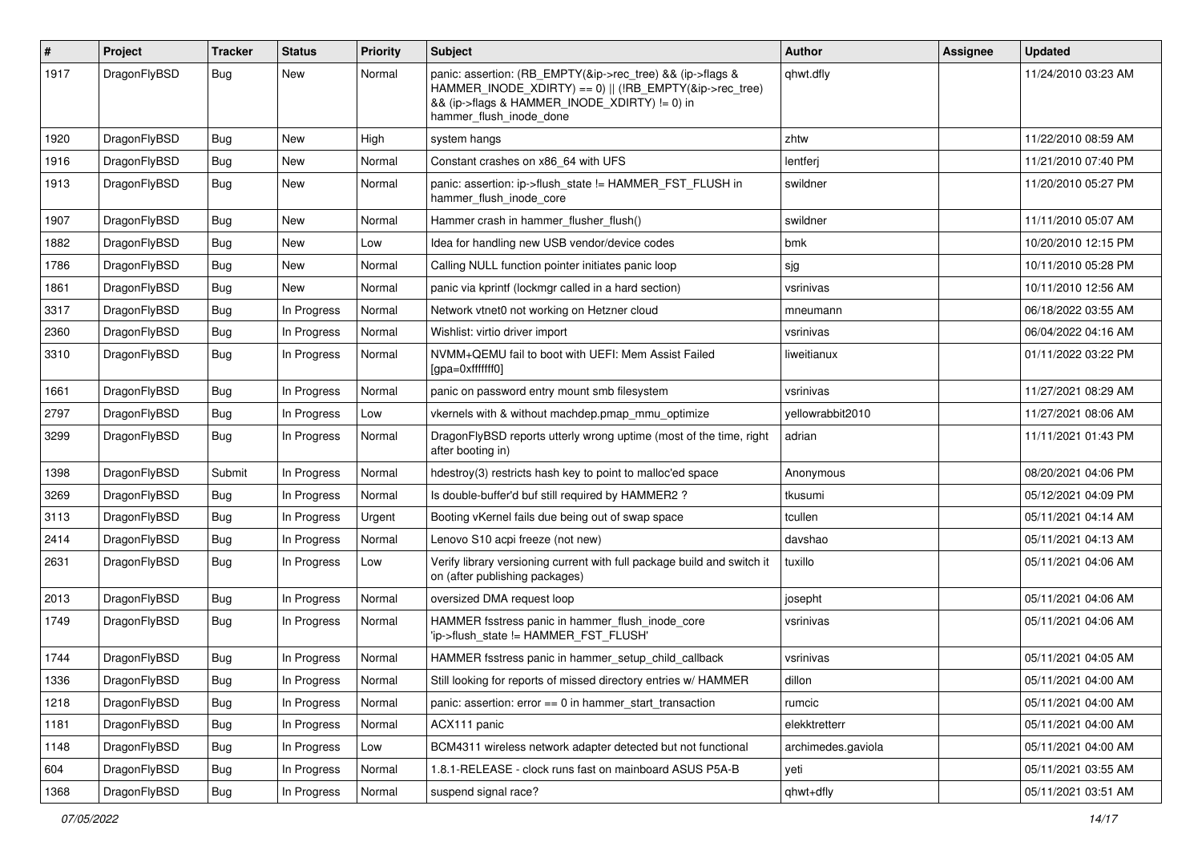| # | Project | Tracker | Status | Priority | Subject | Author | Assignee | Updated |
|---|---|---|---|---|---|---|---|---|
| 1917 | DragonFlyBSD | Bug | New | Normal | panic: assertion: (RB_EMPTY(&ip->rec_tree) && (ip->flags & HAMMER_INODE_XDIRTY) == 0) \|\| (!RB_EMPTY(&ip->rec_tree) && (ip->flags & HAMMER_INODE_XDIRTY) != 0) in hammer_flush_inode_done | qhwt.dfly | | 11/24/2010 03:23 AM |
| 1920 | DragonFlyBSD | Bug | New | High | system hangs | zhtw | | 11/22/2010 08:59 AM |
| 1916 | DragonFlyBSD | Bug | New | Normal | Constant crashes on x86_64 with UFS | lentferj | | 11/21/2010 07:40 PM |
| 1913 | DragonFlyBSD | Bug | New | Normal | panic: assertion: ip->flush_state != HAMMER_FST_FLUSH in hammer_flush_inode_core | swildner | | 11/20/2010 05:27 PM |
| 1907 | DragonFlyBSD | Bug | New | Normal | Hammer crash in hammer_flusher_flush() | swildner | | 11/11/2010 05:07 AM |
| 1882 | DragonFlyBSD | Bug | New | Low | Idea for handling new USB vendor/device codes | bmk | | 10/20/2010 12:15 PM |
| 1786 | DragonFlyBSD | Bug | New | Normal | Calling NULL function pointer initiates panic loop | sjg | | 10/11/2010 05:28 PM |
| 1861 | DragonFlyBSD | Bug | New | Normal | panic via kprintf (lockmgr called in a hard section) | vsrinivas | | 10/11/2010 12:56 AM |
| 3317 | DragonFlyBSD | Bug | In Progress | Normal | Network vtnet0 not working on Hetzner cloud | mneumann | | 06/18/2022 03:55 AM |
| 2360 | DragonFlyBSD | Bug | In Progress | Normal | Wishlist: virtio driver import | vsrinivas | | 06/04/2022 04:16 AM |
| 3310 | DragonFlyBSD | Bug | In Progress | Normal | NVMM+QEMU fail to boot with UEFI: Mem Assist Failed [gpa=0xfffffff0] | liweitianux | | 01/11/2022 03:22 PM |
| 1661 | DragonFlyBSD | Bug | In Progress | Normal | panic on password entry mount smb filesystem | vsrinivas | | 11/27/2021 08:29 AM |
| 2797 | DragonFlyBSD | Bug | In Progress | Low | vkernels with & without machdep.pmap_mmu_optimize | yellowrabbit2010 | | 11/27/2021 08:06 AM |
| 3299 | DragonFlyBSD | Bug | In Progress | Normal | DragonFlyBSD reports utterly wrong uptime (most of the time, right after booting in) | adrian | | 11/11/2021 01:43 PM |
| 1398 | DragonFlyBSD | Submit | In Progress | Normal | hdestroy(3) restricts hash key to point to malloc'ed space | Anonymous | | 08/20/2021 04:06 PM |
| 3269 | DragonFlyBSD | Bug | In Progress | Normal | Is double-buffer'd buf still required by HAMMER2 ? | tkusumi | | 05/12/2021 04:09 PM |
| 3113 | DragonFlyBSD | Bug | In Progress | Urgent | Booting vKernel fails due being out of swap space | tcullen | | 05/11/2021 04:14 AM |
| 2414 | DragonFlyBSD | Bug | In Progress | Normal | Lenovo S10 acpi freeze (not new) | davshao | | 05/11/2021 04:13 AM |
| 2631 | DragonFlyBSD | Bug | In Progress | Low | Verify library versioning current with full package build and switch it on (after publishing packages) | tuxillo | | 05/11/2021 04:06 AM |
| 2013 | DragonFlyBSD | Bug | In Progress | Normal | oversized DMA request loop | josepht | | 05/11/2021 04:06 AM |
| 1749 | DragonFlyBSD | Bug | In Progress | Normal | HAMMER fsstress panic in hammer_flush_inode_core 'ip->flush_state != HAMMER_FST_FLUSH' | vsrinivas | | 05/11/2021 04:06 AM |
| 1744 | DragonFlyBSD | Bug | In Progress | Normal | HAMMER fsstress panic in hammer_setup_child_callback | vsrinivas | | 05/11/2021 04:05 AM |
| 1336 | DragonFlyBSD | Bug | In Progress | Normal | Still looking for reports of missed directory entries w/ HAMMER | dillon | | 05/11/2021 04:00 AM |
| 1218 | DragonFlyBSD | Bug | In Progress | Normal | panic: assertion: error == 0 in hammer_start_transaction | rumcic | | 05/11/2021 04:00 AM |
| 1181 | DragonFlyBSD | Bug | In Progress | Normal | ACX111 panic | elekktretterr | | 05/11/2021 04:00 AM |
| 1148 | DragonFlyBSD | Bug | In Progress | Low | BCM4311 wireless network adapter detected but not functional | archimedes.gaviola | | 05/11/2021 04:00 AM |
| 604 | DragonFlyBSD | Bug | In Progress | Normal | 1.8.1-RELEASE - clock runs fast on mainboard ASUS P5A-B | yeti | | 05/11/2021 03:55 AM |
| 1368 | DragonFlyBSD | Bug | In Progress | Normal | suspend signal race? | qhwt+dfly | | 05/11/2021 03:51 AM |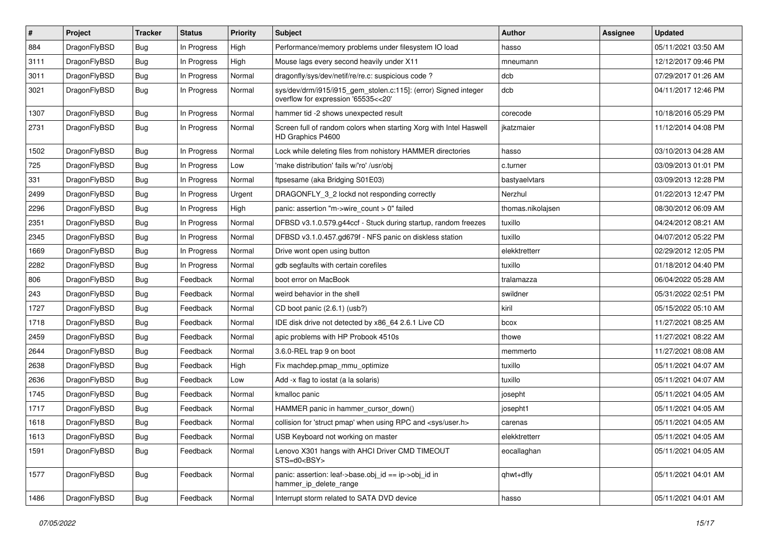| # | Project | Tracker | Status | Priority | Subject | Author | Assignee | Updated |
|---|---|---|---|---|---|---|---|---|
| 884 | DragonFlyBSD | Bug | In Progress | High | Performance/memory problems under filesystem IO load | hasso | | 05/11/2021 03:50 AM |
| 3111 | DragonFlyBSD | Bug | In Progress | High | Mouse lags every second heavily under X11 | mneumann | | 12/12/2017 09:46 PM |
| 3011 | DragonFlyBSD | Bug | In Progress | Normal | dragonfly/sys/dev/netif/re/re.c: suspicious code ? | dcb | | 07/29/2017 01:26 AM |
| 3021 | DragonFlyBSD | Bug | In Progress | Normal | sys/dev/drm/i915/i915_gem_stolen.c:115]: (error) Signed integer overflow for expression '65535<<20' | dcb | | 04/11/2017 12:46 PM |
| 1307 | DragonFlyBSD | Bug | In Progress | Normal | hammer tid -2 shows unexpected result | corecode | | 10/18/2016 05:29 PM |
| 2731 | DragonFlyBSD | Bug | In Progress | Normal | Screen full of random colors when starting Xorg with Intel Haswell HD Graphics P4600 | jkatzmaier | | 11/12/2014 04:08 PM |
| 1502 | DragonFlyBSD | Bug | In Progress | Normal | Lock while deleting files from nohistory HAMMER directories | hasso | | 03/10/2013 04:28 AM |
| 725 | DragonFlyBSD | Bug | In Progress | Low | 'make distribution' fails w/'ro' /usr/obj | c.turner | | 03/09/2013 01:01 PM |
| 331 | DragonFlyBSD | Bug | In Progress | Normal | ftpsesame (aka Bridging S01E03) | bastyaelvtars | | 03/09/2013 12:28 PM |
| 2499 | DragonFlyBSD | Bug | In Progress | Urgent | DRAGONFLY_3_2 lockd not responding correctly | Nerzhul | | 01/22/2013 12:47 PM |
| 2296 | DragonFlyBSD | Bug | In Progress | High | panic: assertion "m->wire_count > 0" failed | thomas.nikolajsen | | 08/30/2012 06:09 AM |
| 2351 | DragonFlyBSD | Bug | In Progress | Normal | DFBSD v3.1.0.579.g44ccf - Stuck during startup, random freezes | tuxillo | | 04/24/2012 08:21 AM |
| 2345 | DragonFlyBSD | Bug | In Progress | Normal | DFBSD v3.1.0.457.gd679f - NFS panic on diskless station | tuxillo | | 04/07/2012 05:22 PM |
| 1669 | DragonFlyBSD | Bug | In Progress | Normal | Drive wont open using button | elekktretterr | | 02/29/2012 12:05 PM |
| 2282 | DragonFlyBSD | Bug | In Progress | Normal | gdb segfaults with certain corefiles | tuxillo | | 01/18/2012 04:40 PM |
| 806 | DragonFlyBSD | Bug | Feedback | Normal | boot error on MacBook | tralamazza | | 06/04/2022 05:28 AM |
| 243 | DragonFlyBSD | Bug | Feedback | Normal | weird behavior in the shell | swildner | | 05/31/2022 02:51 PM |
| 1727 | DragonFlyBSD | Bug | Feedback | Normal | CD boot panic (2.6.1) (usb?) | kiril | | 05/15/2022 05:10 AM |
| 1718 | DragonFlyBSD | Bug | Feedback | Normal | IDE disk drive not detected by x86_64 2.6.1 Live CD | bcox | | 11/27/2021 08:25 AM |
| 2459 | DragonFlyBSD | Bug | Feedback | Normal | apic problems with HP Probook 4510s | thowe | | 11/27/2021 08:22 AM |
| 2644 | DragonFlyBSD | Bug | Feedback | Normal | 3.6.0-REL trap 9 on boot | memmerto | | 11/27/2021 08:08 AM |
| 2638 | DragonFlyBSD | Bug | Feedback | High | Fix machdep.pmap_mmu_optimize | tuxillo | | 05/11/2021 04:07 AM |
| 2636 | DragonFlyBSD | Bug | Feedback | Low | Add -x flag to iostat (a la solaris) | tuxillo | | 05/11/2021 04:07 AM |
| 1745 | DragonFlyBSD | Bug | Feedback | Normal | kmalloc panic | josepht | | 05/11/2021 04:05 AM |
| 1717 | DragonFlyBSD | Bug | Feedback | Normal | HAMMER panic in hammer_cursor_down() | josepht1 | | 05/11/2021 04:05 AM |
| 1618 | DragonFlyBSD | Bug | Feedback | Normal | collision for 'struct pmap' when using RPC and <sys/user.h> | carenas | | 05/11/2021 04:05 AM |
| 1613 | DragonFlyBSD | Bug | Feedback | Normal | USB Keyboard not working on master | elekktretterr | | 05/11/2021 04:05 AM |
| 1591 | DragonFlyBSD | Bug | Feedback | Normal | Lenovo X301 hangs with AHCI Driver CMD TIMEOUT STS=d0<BSY> | eocallaghan | | 05/11/2021 04:05 AM |
| 1577 | DragonFlyBSD | Bug | Feedback | Normal | panic: assertion: leaf->base.obj_id == ip->obj_id in hammer_ip_delete_range | qhwt+dfly | | 05/11/2021 04:01 AM |
| 1486 | DragonFlyBSD | Bug | Feedback | Normal | Interrupt storm related to SATA DVD device | hasso | | 05/11/2021 04:01 AM |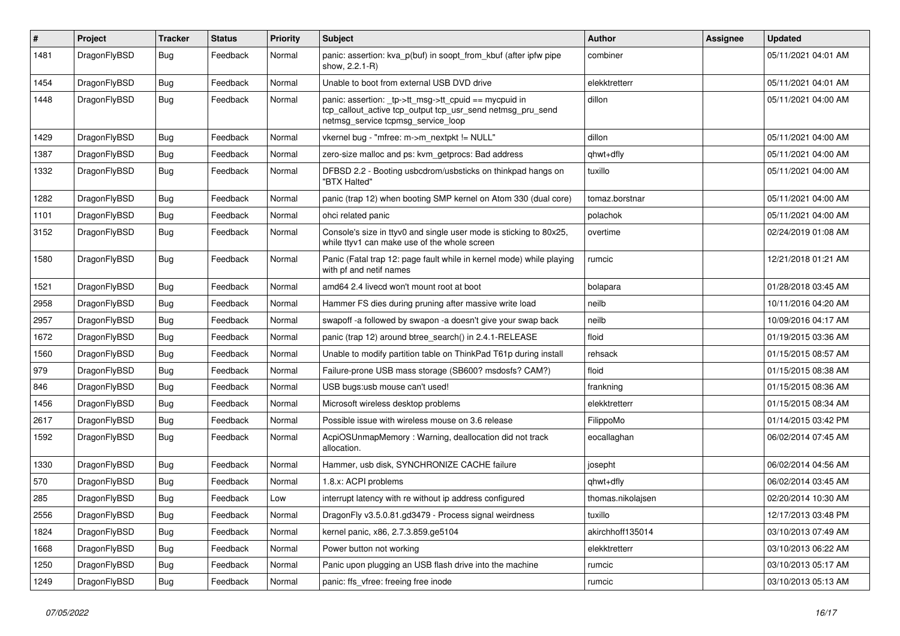| # | Project | Tracker | Status | Priority | Subject | Author | Assignee | Updated |
|---|---|---|---|---|---|---|---|---|
| 1481 | DragonFlyBSD | Bug | Feedback | Normal | panic: assertion: kva_p(buf) in soopt_from_kbuf (after ipfw pipe show, 2.2.1-R) | combiner | | 05/11/2021 04:01 AM |
| 1454 | DragonFlyBSD | Bug | Feedback | Normal | Unable to boot from external USB DVD drive | elekktretterr | | 05/11/2021 04:01 AM |
| 1448 | DragonFlyBSD | Bug | Feedback | Normal | panic: assertion: _tp->tt_msg->tt_cpuid == mycpuid in tcp_callout_active tcp_output tcp_usr_send netmsg_pru_send netmsg_service tcpmsg_service_loop | dillon | | 05/11/2021 04:00 AM |
| 1429 | DragonFlyBSD | Bug | Feedback | Normal | vkernel bug - "mfree: m->m_nextpkt != NULL" | dillon | | 05/11/2021 04:00 AM |
| 1387 | DragonFlyBSD | Bug | Feedback | Normal | zero-size malloc and ps: kvm_getprocs: Bad address | qhwt+dfly | | 05/11/2021 04:00 AM |
| 1332 | DragonFlyBSD | Bug | Feedback | Normal | DFBSD 2.2 - Booting usbcdrom/usbsticks on thinkpad hangs on "BTX Halted" | tuxillo | | 05/11/2021 04:00 AM |
| 1282 | DragonFlyBSD | Bug | Feedback | Normal | panic (trap 12) when booting SMP kernel on Atom 330 (dual core) | tomaz.borstnar | | 05/11/2021 04:00 AM |
| 1101 | DragonFlyBSD | Bug | Feedback | Normal | ohci related panic | polachok | | 05/11/2021 04:00 AM |
| 3152 | DragonFlyBSD | Bug | Feedback | Normal | Console's size in ttyv0 and single user mode is sticking to 80x25, while ttyv1 can make use of the whole screen | overtime | | 02/24/2019 01:08 AM |
| 1580 | DragonFlyBSD | Bug | Feedback | Normal | Panic (Fatal trap 12: page fault while in kernel mode) while playing with pf and netif names | rumcic | | 12/21/2018 01:21 AM |
| 1521 | DragonFlyBSD | Bug | Feedback | Normal | amd64 2.4 livecd won't mount root at boot | bolapara | | 01/28/2018 03:45 AM |
| 2958 | DragonFlyBSD | Bug | Feedback | Normal | Hammer FS dies during pruning after massive write load | neilb | | 10/11/2016 04:20 AM |
| 2957 | DragonFlyBSD | Bug | Feedback | Normal | swapoff -a followed by swapon -a doesn't give your swap back | neilb | | 10/09/2016 04:17 AM |
| 1672 | DragonFlyBSD | Bug | Feedback | Normal | panic (trap 12) around btree_search() in 2.4.1-RELEASE | floid | | 01/19/2015 03:36 AM |
| 1560 | DragonFlyBSD | Bug | Feedback | Normal | Unable to modify partition table on ThinkPad T61p during install | rehsack | | 01/15/2015 08:57 AM |
| 979 | DragonFlyBSD | Bug | Feedback | Normal | Failure-prone USB mass storage (SB600? msdosfs? CAM?) | floid | | 01/15/2015 08:38 AM |
| 846 | DragonFlyBSD | Bug | Feedback | Normal | USB bugs:usb mouse can't used! | frankning | | 01/15/2015 08:36 AM |
| 1456 | DragonFlyBSD | Bug | Feedback | Normal | Microsoft wireless desktop problems | elekktretterr | | 01/15/2015 08:34 AM |
| 2617 | DragonFlyBSD | Bug | Feedback | Normal | Possible issue with wireless mouse on 3.6 release | FilippoMo | | 01/14/2015 03:42 PM |
| 1592 | DragonFlyBSD | Bug | Feedback | Normal | AcpiOSUnmapMemory : Warning, deallocation did not track allocation. | eocallaghan | | 06/02/2014 07:45 AM |
| 1330 | DragonFlyBSD | Bug | Feedback | Normal | Hammer, usb disk, SYNCHRONIZE CACHE failure | josepht | | 06/02/2014 04:56 AM |
| 570 | DragonFlyBSD | Bug | Feedback | Normal | 1.8.x: ACPI problems | qhwt+dfly | | 06/02/2014 03:45 AM |
| 285 | DragonFlyBSD | Bug | Feedback | Low | interrupt latency with re without ip address configured | thomas.nikolajsen | | 02/20/2014 10:30 AM |
| 2556 | DragonFlyBSD | Bug | Feedback | Normal | DragonFly v3.5.0.81.gd3479 - Process signal weirdness | tuxillo | | 12/17/2013 03:48 PM |
| 1824 | DragonFlyBSD | Bug | Feedback | Normal | kernel panic, x86, 2.7.3.859.ge5104 | akirchhoff135014 | | 03/10/2013 07:49 AM |
| 1668 | DragonFlyBSD | Bug | Feedback | Normal | Power button not working | elekktretterr | | 03/10/2013 06:22 AM |
| 1250 | DragonFlyBSD | Bug | Feedback | Normal | Panic upon plugging an USB flash drive into the machine | rumcic | | 03/10/2013 05:17 AM |
| 1249 | DragonFlyBSD | Bug | Feedback | Normal | panic: ffs_vfree: freeing free inode | rumcic | | 03/10/2013 05:13 AM |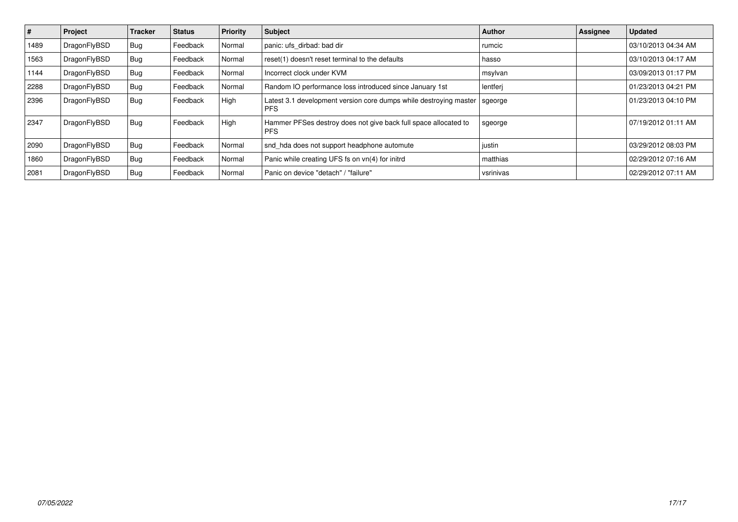| # | Project | Tracker | Status | Priority | Subject | Author | Assignee | Updated |
|---|---|---|---|---|---|---|---|---|
| 1489 | DragonFlyBSD | Bug | Feedback | Normal | panic: ufs_dirbad: bad dir | rumcic | | 03/10/2013 04:34 AM |
| 1563 | DragonFlyBSD | Bug | Feedback | Normal | reset(1) doesn't reset terminal to the defaults | hasso | | 03/10/2013 04:17 AM |
| 1144 | DragonFlyBSD | Bug | Feedback | Normal | Incorrect clock under KVM | msylvan | | 03/09/2013 01:17 PM |
| 2288 | DragonFlyBSD | Bug | Feedback | Normal | Random IO performance loss introduced since January 1st | lentferj | | 01/23/2013 04:21 PM |
| 2396 | DragonFlyBSD | Bug | Feedback | High | Latest 3.1 development version core dumps while destroying master PFS | sgeorge | | 01/23/2013 04:10 PM |
| 2347 | DragonFlyBSD | Bug | Feedback | High | Hammer PFSes destroy does not give back full space allocated to PFS | sgeorge | | 07/19/2012 01:11 AM |
| 2090 | DragonFlyBSD | Bug | Feedback | Normal | snd_hda does not support headphone automute | justin | | 03/29/2012 08:03 PM |
| 1860 | DragonFlyBSD | Bug | Feedback | Normal | Panic while creating UFS fs on vn(4) for initrd | matthias | | 02/29/2012 07:16 AM |
| 2081 | DragonFlyBSD | Bug | Feedback | Normal | Panic on device "detach" / "failure" | vsrinivas | | 02/29/2012 07:11 AM |